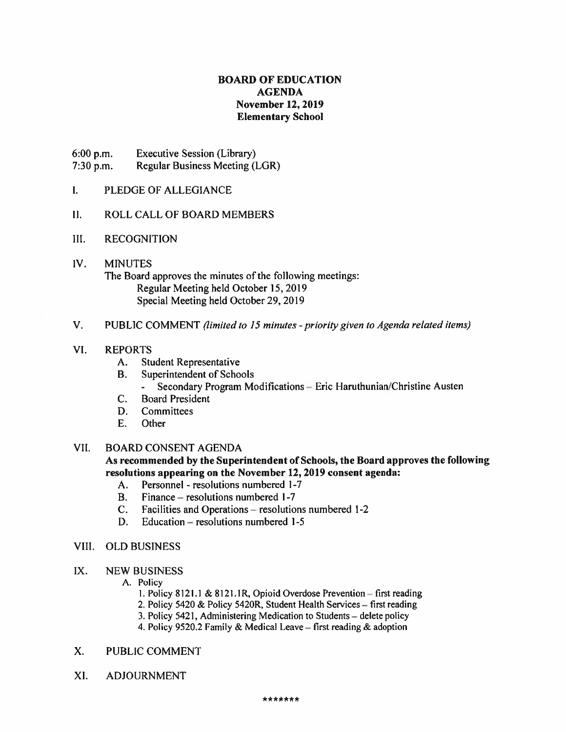# BOARD OF EDUCATION
## AGENDA
### November 12, 2019
### Elementary School

6:00 p.m. Executive Session (Library)
7:30 p.m. Regular Business Meeting (LGR)

I. PLEDGE OF ALLEGIANCE

II. ROLL CALL OF BOARD MEMBERS

III. RECOGNITION

IV. MINUTES
The Board approves the minutes of the following meetings:
Regular Meeting held October 15, 2019
Special Meeting held October 29, 2019

V. PUBLIC COMMENT *(limited to 15 minutes - priority given to Agenda related items)*

VI. REPORTS
   A. Student Representative
   B. Superintendent of Schools
      - Secondary Program Modifications – Eric Haruthunian/Christine Austen
   C. Board President
   D. Committees
   E. Other

VII. BOARD CONSENT AGENDA
**As recommended by the Superintendent of Schools, the Board approves the following resolutions appearing on the November 12, 2019 consent agenda:**
   A. Personnel - resolutions numbered 1-7
   B. Finance – resolutions numbered 1-7
   C. Facilities and Operations – resolutions numbered 1-2
   D. Education – resolutions numbered 1-5

VIII. OLD BUSINESS

IX. NEW BUSINESS
   A. Policy
      1. Policy 8121.1 & 8121.1R, Opioid Overdose Prevention – first reading
      2. Policy 5420 & Policy 5420R, Student Health Services – first reading
      3. Policy 5421, Administering Medication to Students – delete policy
      4. Policy 9520.2 Family & Medical Leave – first reading & adoption

X. PUBLIC COMMENT

XI. ADJOURNMENT

*******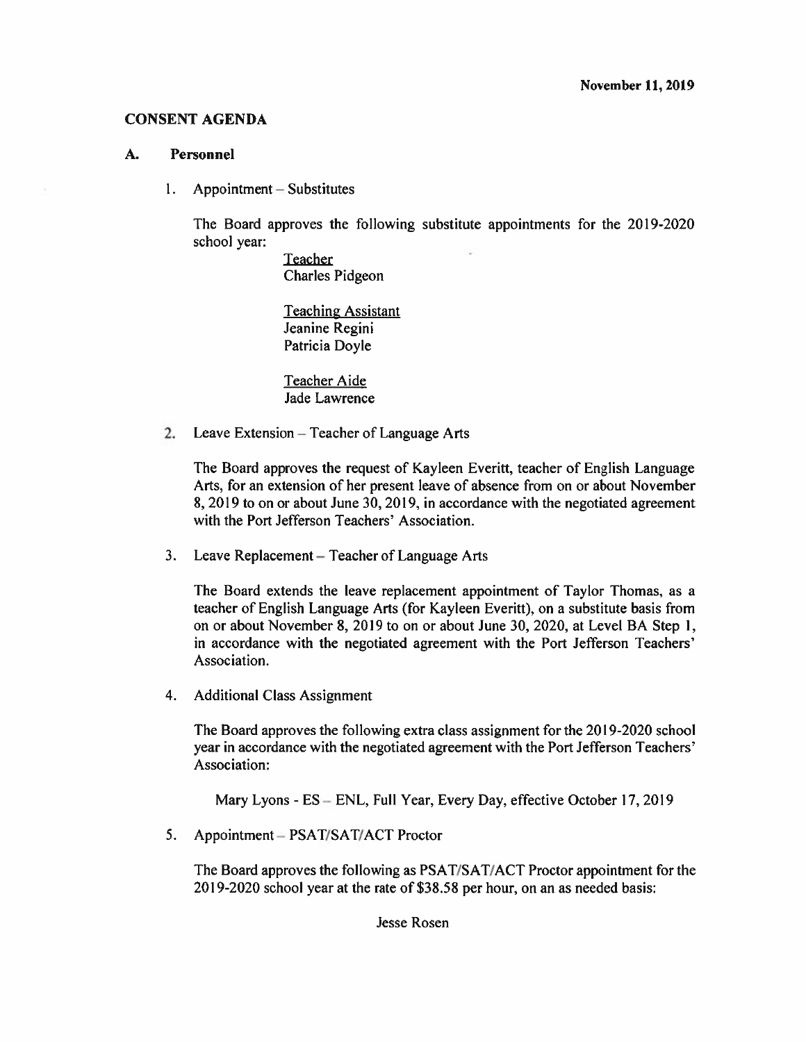November 11, 2019

**CONSENT AGENDA**

**A. Personnel**

1. Appointment – Substitutes

   The Board approves the following substitute appointments for the 2019-2020 school year:

   Teacher
   Charles Pidgeon

   Teaching Assistant
   Jeanine Regini
   Patricia Doyle

   Teacher Aide
   Jade Lawrence

2. Leave Extension – Teacher of Language Arts

   The Board approves the request of Kayleen Everitt, teacher of English Language Arts, for an extension of her present leave of absence from on or about November 8, 2019 to on or about June 30, 2019, in accordance with the negotiated agreement with the Port Jefferson Teachers' Association.

3. Leave Replacement – Teacher of Language Arts

   The Board extends the leave replacement appointment of Taylor Thomas, as a teacher of English Language Arts (for Kayleen Everitt), on a substitute basis from on or about November 8, 2019 to on or about June 30, 2020, at Level BA Step 1, in accordance with the negotiated agreement with the Port Jefferson Teachers' Association.

4. Additional Class Assignment

   The Board approves the following extra class assignment for the 2019-2020 school year in accordance with the negotiated agreement with the Port Jefferson Teachers' Association:

   Mary Lyons - ES – ENL, Full Year, Every Day, effective October 17, 2019

5. Appointment – PSAT/SAT/ACT Proctor

   The Board approves the following as PSAT/SAT/ACT Proctor appointment for the 2019-2020 school year at the rate of $38.58 per hour, on an as needed basis:

   Jesse Rosen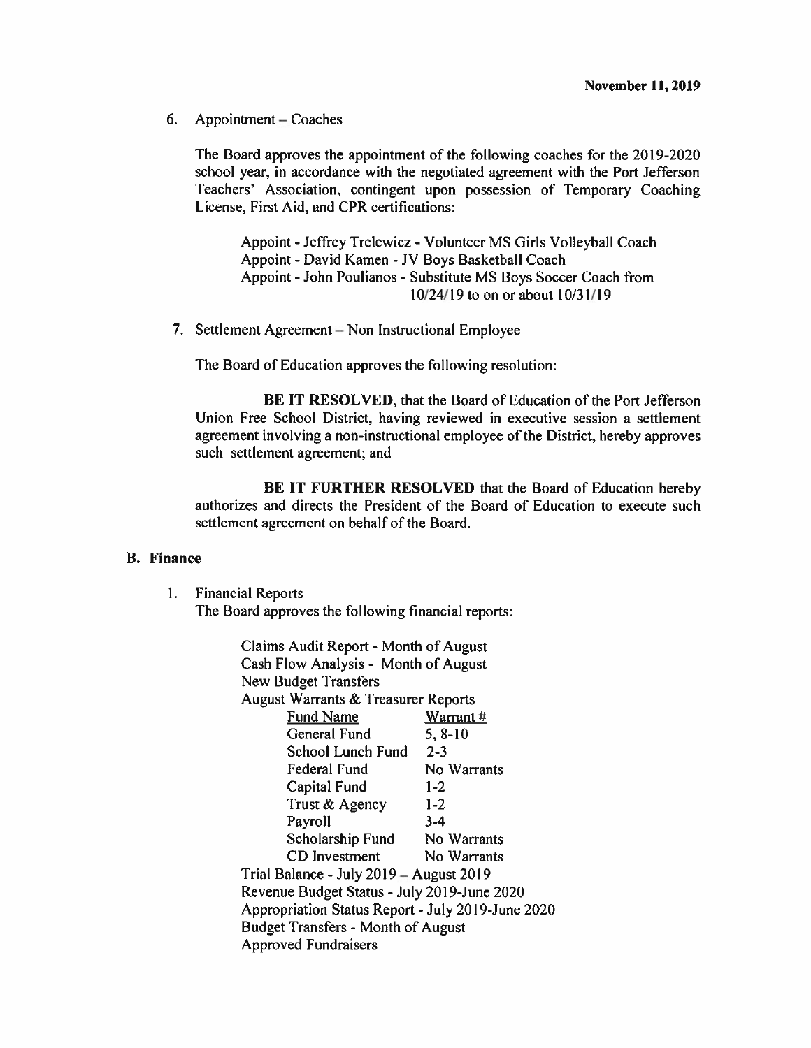**November 11, 2019**

6. Appointment – Coaches

   The Board approves the appointment of the following coaches for the 2019-2020 school year, in accordance with the negotiated agreement with the Port Jefferson Teachers' Association, contingent upon possession of Temporary Coaching License, First Aid, and CPR certifications:

   Appoint - Jeffrey Trelewicz - Volunteer MS Girls Volleyball Coach
   Appoint - David Kamen - JV Boys Basketball Coach
   Appoint - John Poulianos - Substitute MS Boys Soccer Coach from 10/24/19 to on or about 10/31/19

7. Settlement Agreement – Non Instructional Employee

   The Board of Education approves the following resolution:

   **BE IT RESOLVED**, that the Board of Education of the Port Jefferson Union Free School District, having reviewed in executive session a settlement agreement involving a non-instructional employee of the District, hereby approves such settlement agreement; and

   **BE IT FURTHER RESOLVED** that the Board of Education hereby authorizes and directs the President of the Board of Education to execute such settlement agreement on behalf of the Board.

## B. Finance

1. Financial Reports
   The Board approves the following financial reports:

   Claims Audit Report - Month of August
   Cash Flow Analysis - Month of August
   New Budget Transfers
   August Warrants & Treasurer Reports

   | Fund Name | Warrant # |
   | --- | --- |
   | General Fund | 5, 8-10 |
   | School Lunch Fund | 2-3 |
   | Federal Fund | No Warrants |
   | Capital Fund | 1-2 |
   | Trust & Agency | 1-2 |
   | Payroll | 3-4 |
   | Scholarship Fund | No Warrants |
   | CD Investment | No Warrants |

   Trial Balance - July 2019 – August 2019
   Revenue Budget Status - July 2019-June 2020
   Appropriation Status Report - July 2019-June 2020
   Budget Transfers - Month of August
   Approved Fundraisers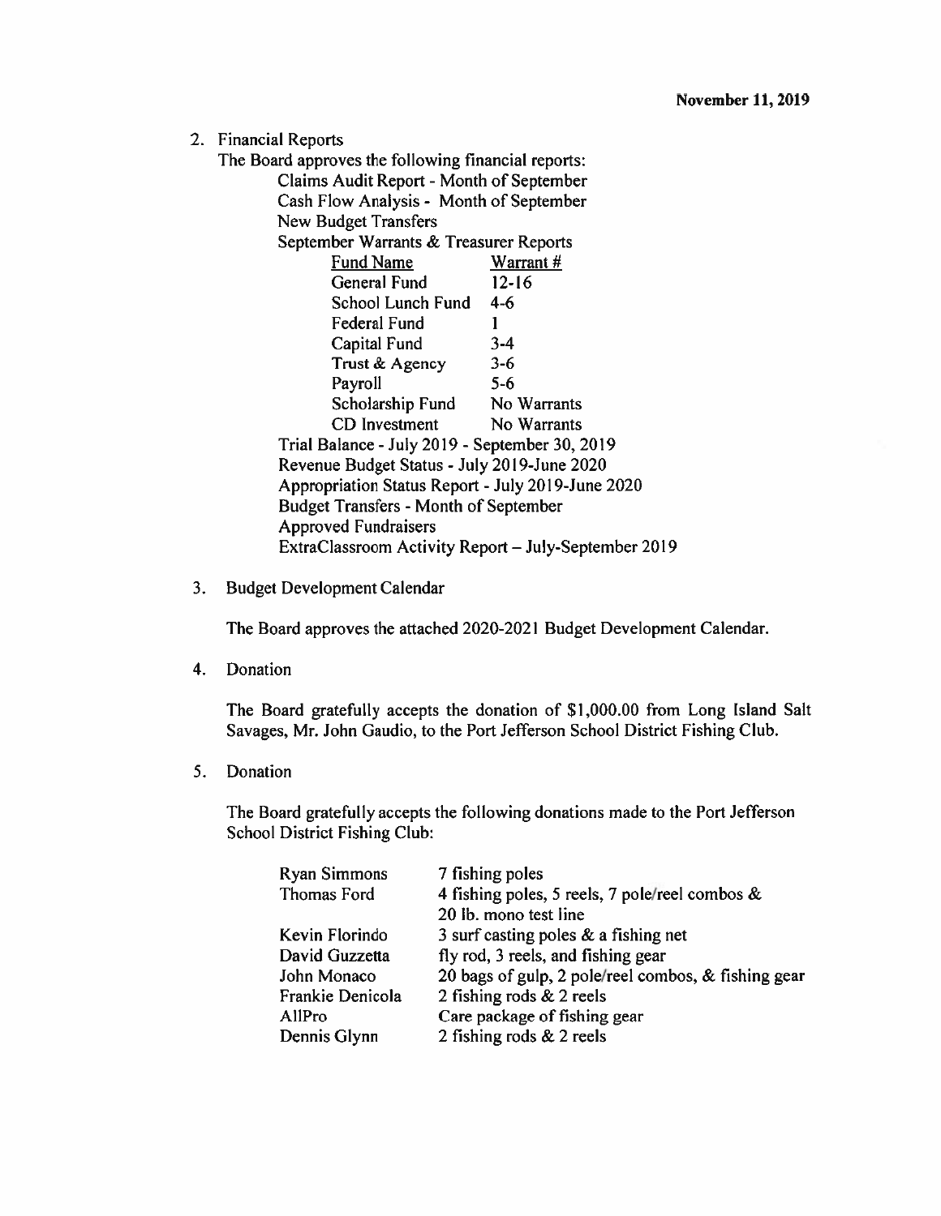**November 11, 2019**

2. Financial Reports

   The Board approves the following financial reports:

   Claims Audit Report - Month of September
   Cash Flow Analysis - Month of September
   New Budget Transfers
   September Warrants & Treasurer Reports

   | Fund Name | Warrant # |
   |---|---|
   | General Fund | 12-16 |
   | School Lunch Fund | 4-6 |
   | Federal Fund | 1 |
   | Capital Fund | 3-4 |
   | Trust & Agency | 3-6 |
   | Payroll | 5-6 |
   | Scholarship Fund | No Warrants |
   | CD Investment | No Warrants |

   Trial Balance - July 2019 - September 30, 2019
   Revenue Budget Status - July 2019-June 2020
   Appropriation Status Report - July 2019-June 2020
   Budget Transfers - Month of September
   Approved Fundraisers
   ExtraClassroom Activity Report – July-September 2019

3. Budget Development Calendar

   The Board approves the attached 2020-2021 Budget Development Calendar.

4. Donation

   The Board gratefully accepts the donation of $1,000.00 from Long Island Salt Savages, Mr. John Gaudio, to the Port Jefferson School District Fishing Club.

5. Donation

   The Board gratefully accepts the following donations made to the Port Jefferson School District Fishing Club:

   | | |
   |---|---|
   | Ryan Simmons | 7 fishing poles |
   | Thomas Ford | 4 fishing poles, 5 reels, 7 pole/reel combos & 20 lb. mono test line |
   | Kevin Florindo | 3 surf casting poles & a fishing net |
   | David Guzzetta | fly rod, 3 reels, and fishing gear |
   | John Monaco | 20 bags of gulp, 2 pole/reel combos, & fishing gear |
   | Frankie Denicola | 2 fishing rods & 2 reels |
   | AllPro | Care package of fishing gear |
   | Dennis Glynn | 2 fishing rods & 2 reels |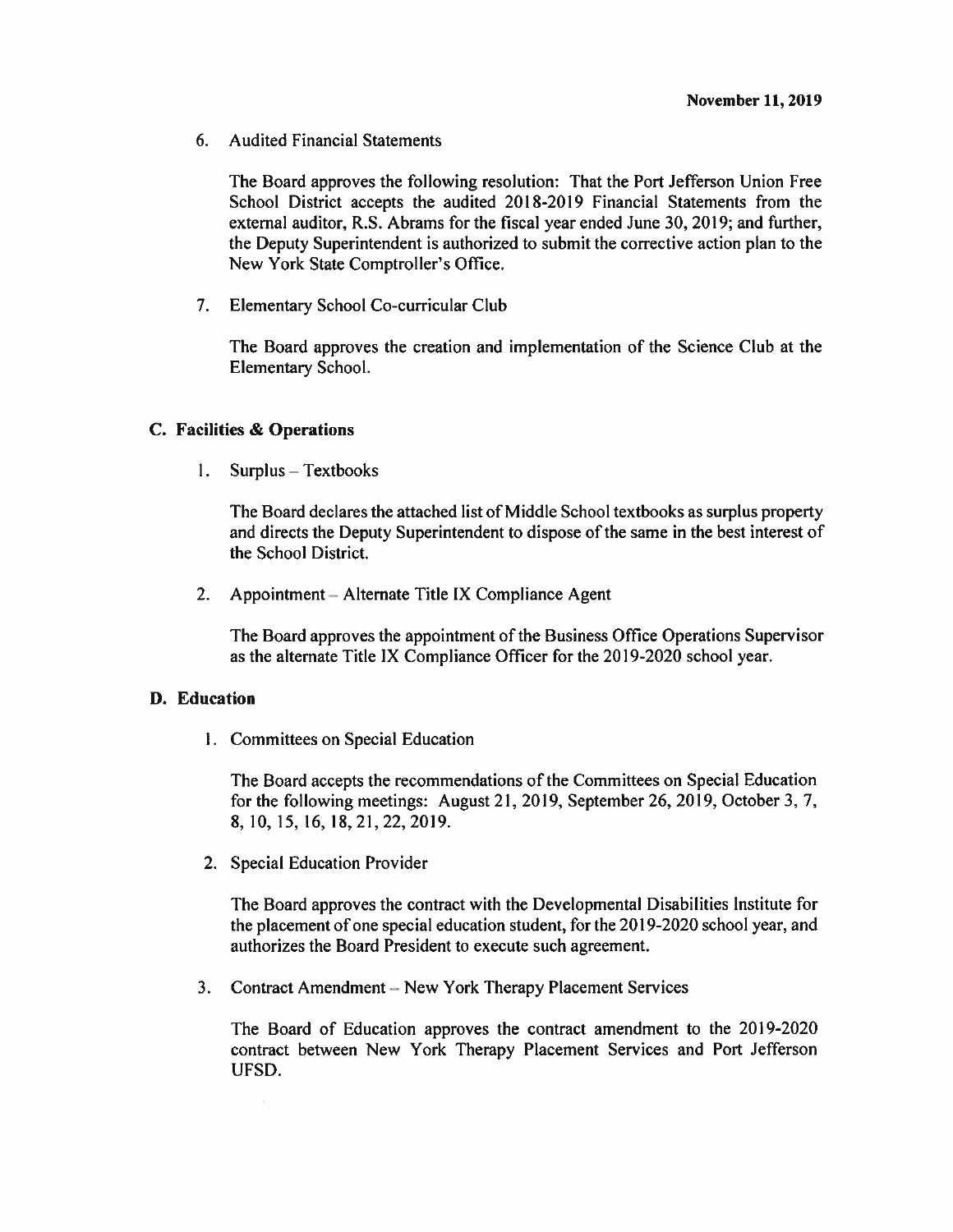6. Audited Financial Statements

   The Board approves the following resolution: That the Port Jefferson Union Free School District accepts the audited 2018-2019 Financial Statements from the external auditor, R.S. Abrams for the fiscal year ended June 30, 2019; and further, the Deputy Superintendent is authorized to submit the corrective action plan to the New York State Comptroller's Office.

7. Elementary School Co-curricular Club

   The Board approves the creation and implementation of the Science Club at the Elementary School.

**C. Facilities & Operations**

1. Surplus – Textbooks

   The Board declares the attached list of Middle School textbooks as surplus property and directs the Deputy Superintendent to dispose of the same in the best interest of the School District.

2. Appointment – Alternate Title IX Compliance Agent

   The Board approves the appointment of the Business Office Operations Supervisor as the alternate Title IX Compliance Officer for the 2019-2020 school year.

**D. Education**

1. Committees on Special Education

   The Board accepts the recommendations of the Committees on Special Education for the following meetings: August 21, 2019, September 26, 2019, October 3, 7, 8, 10, 15, 16, 18, 21, 22, 2019.

2. Special Education Provider

   The Board approves the contract with the Developmental Disabilities Institute for the placement of one special education student, for the 2019-2020 school year, and authorizes the Board President to execute such agreement.

3. Contract Amendment – New York Therapy Placement Services

   The Board of Education approves the contract amendment to the 2019-2020 contract between New York Therapy Placement Services and Port Jefferson UFSD.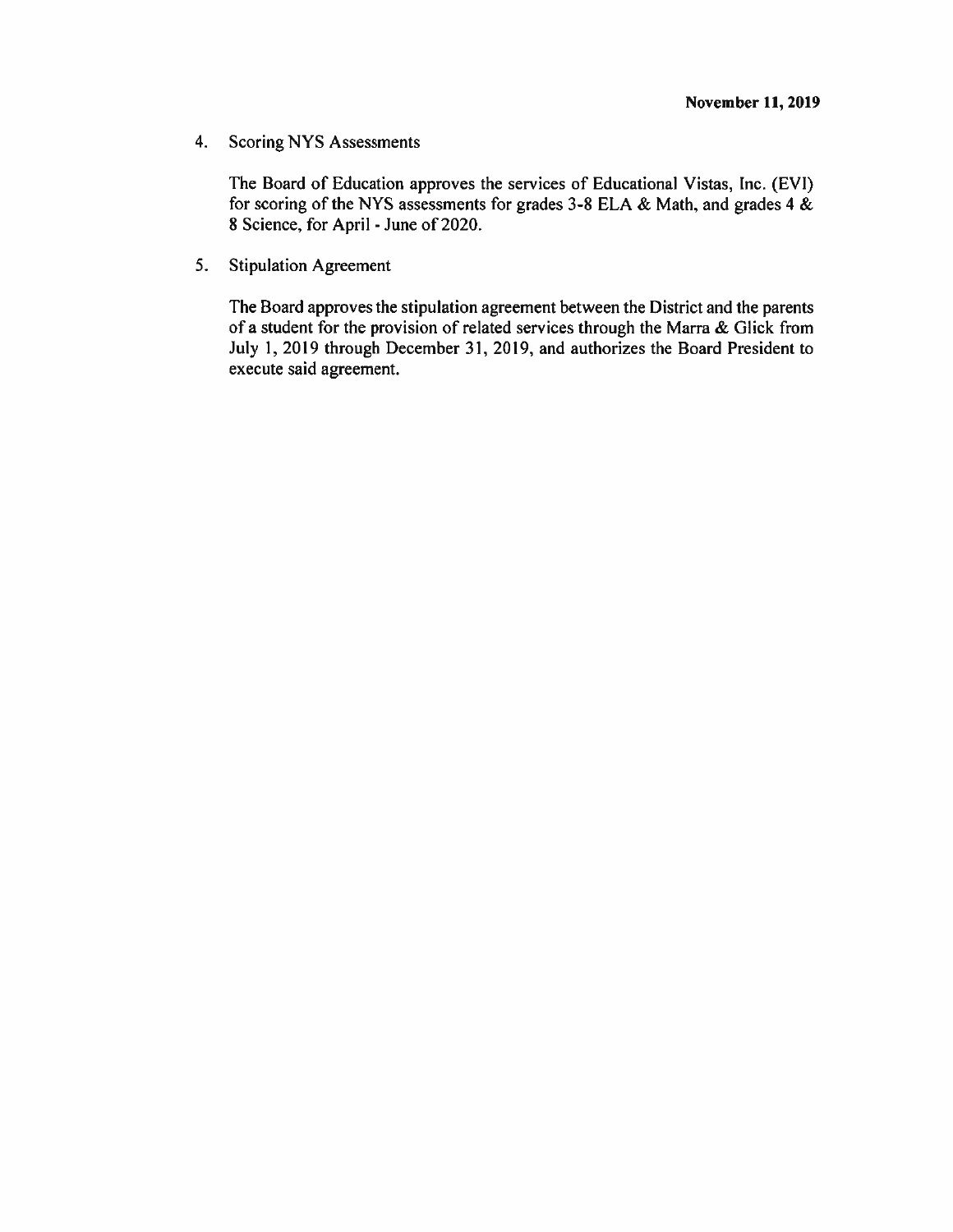**November 11, 2019**

4. Scoring NYS Assessments

   The Board of Education approves the services of Educational Vistas, Inc. (EVI) for scoring of the NYS assessments for grades 3-8 ELA & Math, and grades 4 & 8 Science, for April - June of 2020.

5. Stipulation Agreement

   The Board approves the stipulation agreement between the District and the parents of a student for the provision of related services through the Marra & Glick from July 1, 2019 through December 31, 2019, and authorizes the Board President to execute said agreement.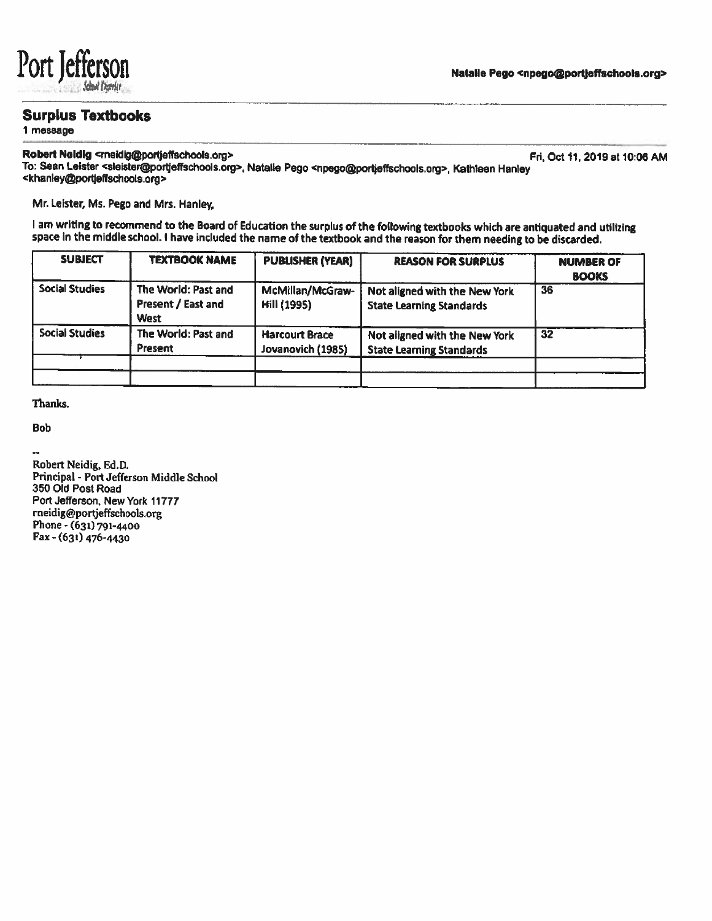Port Jefferson
School District

Natalie Pego <npego@portjeffschools.org>

# Surplus Textbooks

1 message

**Robert Neidig** <rneidig@portjeffschools.org> Fri, Oct 11, 2019 at 10:06 AM

To: Sean Leister <sleister@portjeffschools.org>, Natalie Pego <npego@portjeffschools.org>, Kathleen Hanley <khanley@portjeffschools.org>

Mr. Leister, Ms. Pego and Mrs. Hanley,

I am writing to recommend to the Board of Education the surplus of the following textbooks which are antiquated and utilizing space in the middle school. I have included the name of the textbook and the reason for them needing to be discarded.

| SUBJECT | TEXTBOOK NAME | PUBLISHER (YEAR) | REASON FOR SURPLUS | NUMBER OF BOOKS |
|---|---|---|---|---|
| Social Studies | The World: Past and Present / East and West | McMillan/McGraw-Hill (1995) | Not aligned with the New York State Learning Standards | 36 |
| Social Studies | The World: Past and Present | Harcourt Brace Jovanovich (1985) | Not aligned with the New York State Learning Standards | 32 |
| | | | | |
| | | | | |

Thanks.

Bob

--

Robert Neidig, Ed.D.
Principal - Port Jefferson Middle School
350 Old Post Road
Port Jefferson, New York 11777
rneidig@portjeffschools.org
Phone - (631) 791-4400
Fax - (631) 476-4430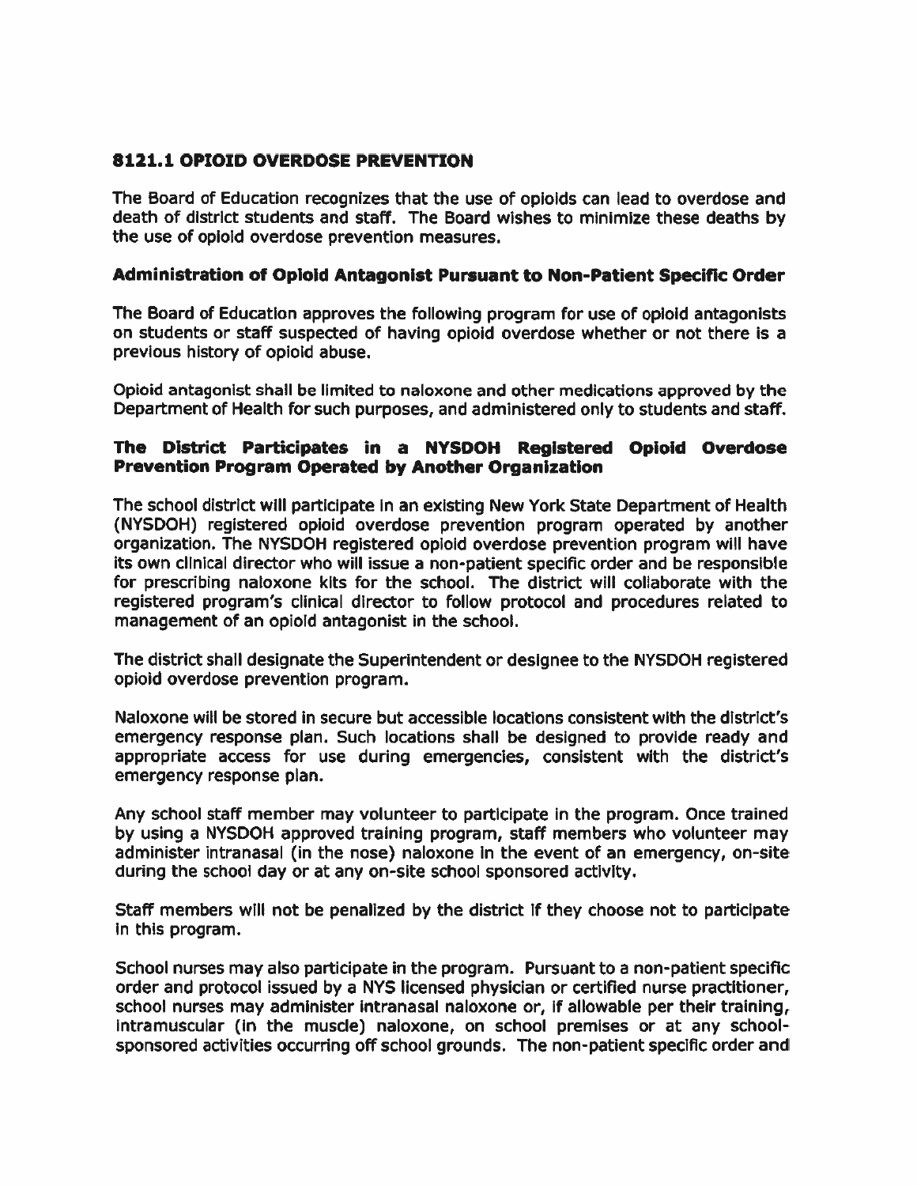## 8121.1 OPIOID OVERDOSE PREVENTION

The Board of Education recognizes that the use of opioids can lead to overdose and death of district students and staff. The Board wishes to minimize these deaths by the use of opioid overdose prevention measures.

### Administration of Opioid Antagonist Pursuant to Non-Patient Specific Order

The Board of Education approves the following program for use of opioid antagonists on students or staff suspected of having opioid overdose whether or not there is a previous history of opioid abuse.

Opioid antagonist shall be limited to naloxone and other medications approved by the Department of Health for such purposes, and administered only to students and staff.

### The District Participates in a NYSDOH Registered Opioid Overdose Prevention Program Operated by Another Organization

The school district will participate in an existing New York State Department of Health (NYSDOH) registered opioid overdose prevention program operated by another organization. The NYSDOH registered opioid overdose prevention program will have its own clinical director who will issue a non-patient specific order and be responsible for prescribing naloxone kits for the school. The district will collaborate with the registered program's clinical director to follow protocol and procedures related to management of an opioid antagonist in the school.

The district shall designate the Superintendent or designee to the NYSDOH registered opioid overdose prevention program.

Naloxone will be stored in secure but accessible locations consistent with the district's emergency response plan. Such locations shall be designed to provide ready and appropriate access for use during emergencies, consistent with the district's emergency response plan.

Any school staff member may volunteer to participate in the program. Once trained by using a NYSDOH approved training program, staff members who volunteer may administer intranasal (in the nose) naloxone in the event of an emergency, on-site during the school day or at any on-site school sponsored activity.

Staff members will not be penalized by the district if they choose not to participate in this program.

School nurses may also participate in the program. Pursuant to a non-patient specific order and protocol issued by a NYS licensed physician or certified nurse practitioner, school nurses may administer intranasal naloxone or, if allowable per their training, intramuscular (in the muscle) naloxone, on school premises or at any school-sponsored activities occurring off school grounds. The non-patient specific order and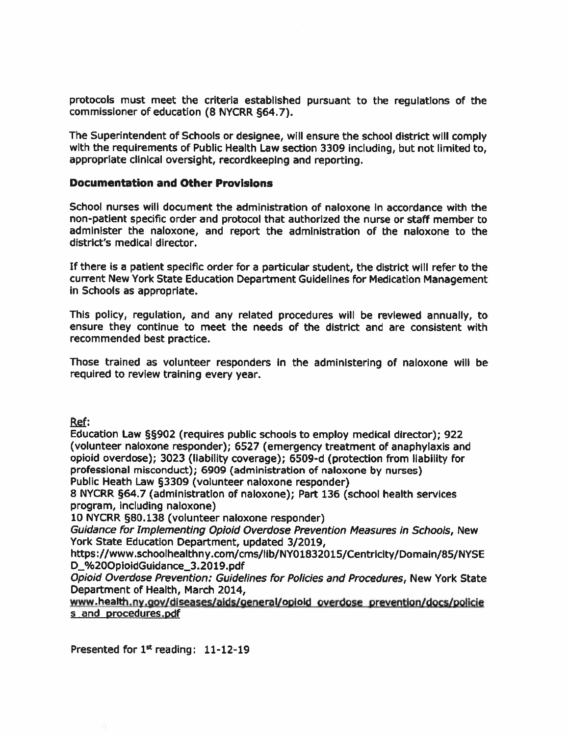protocols must meet the criteria established pursuant to the regulations of the commissioner of education (8 NYCRR §64.7).

The Superintendent of Schools or designee, will ensure the school district will comply with the requirements of Public Health Law section 3309 including, but not limited to, appropriate clinical oversight, recordkeeping and reporting.

### Documentation and Other Provisions

School nurses will document the administration of naloxone in accordance with the non-patient specific order and protocol that authorized the nurse or staff member to administer the naloxone, and report the administration of the naloxone to the district's medical director.

If there is a patient specific order for a particular student, the district will refer to the current New York State Education Department Guidelines for Medication Management in Schools as appropriate.

This policy, regulation, and any related procedures will be reviewed annually, to ensure they continue to meet the needs of the district and are consistent with recommended best practice.

Those trained as volunteer responders in the administering of naloxone will be required to review training every year.

Ref:
Education Law §§902 (requires public schools to employ medical director); 922 (volunteer naloxone responder); 6527 (emergency treatment of anaphylaxis and opioid overdose); 3023 (liability coverage); 6509-d (protection from liability for professional misconduct); 6909 (administration of naloxone by nurses)
Public Heath Law §3309 (volunteer naloxone responder)
8 NYCRR §64.7 (administration of naloxone); Part 136 (school health services program, including naloxone)
10 NYCRR §80.138 (volunteer naloxone responder)
*Guidance for Implementing Opioid Overdose Prevention Measures in Schools*, New York State Education Department, updated 3/2019,
https://www.schoolhealthny.com/cms/lib/NY01832015/Centricity/Domain/85/NYSED_%20OpioidGuidance_3.2019.pdf
*Opioid Overdose Prevention: Guidelines for Policies and Procedures*, New York State Department of Health, March 2014,
www.health.ny.gov/diseases/aids/general/opioid_overdose_prevention/docs/policies_and_procedures.pdf

Presented for 1st reading: 11-12-19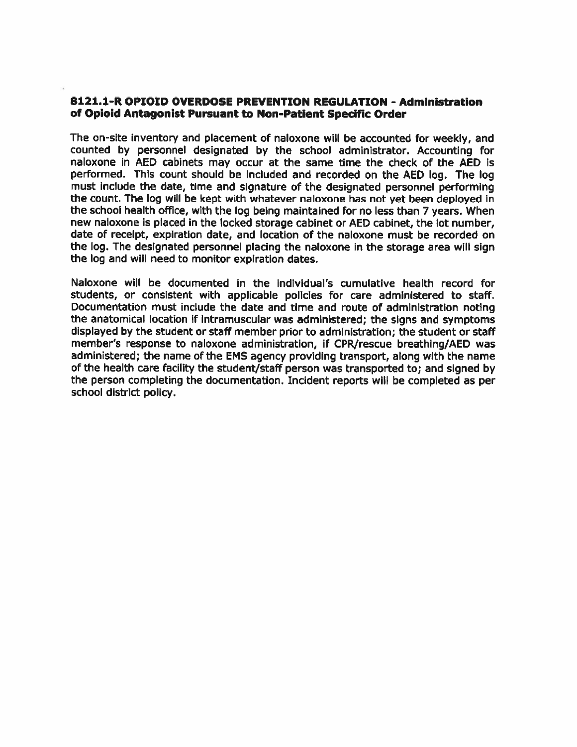**8121.1-R OPIOID OVERDOSE PREVENTION REGULATION - Administration of Opioid Antagonist Pursuant to Non-Patient Specific Order**

The on-site inventory and placement of naloxone will be accounted for weekly, and counted by personnel designated by the school administrator. Accounting for naloxone in AED cabinets may occur at the same time the check of the AED is performed. This count should be included and recorded on the AED log. The log must include the date, time and signature of the designated personnel performing the count. The log will be kept with whatever naloxone has not yet been deployed in the school health office, with the log being maintained for no less than 7 years. When new naloxone is placed in the locked storage cabinet or AED cabinet, the lot number, date of receipt, expiration date, and location of the naloxone must be recorded on the log. The designated personnel placing the naloxone in the storage area will sign the log and will need to monitor expiration dates.

Naloxone will be documented in the individual's cumulative health record for students, or consistent with applicable policies for care administered to staff. Documentation must include the date and time and route of administration noting the anatomical location if intramuscular was administered; the signs and symptoms displayed by the student or staff member prior to administration; the student or staff member's response to naloxone administration, if CPR/rescue breathing/AED was administered; the name of the EMS agency providing transport, along with the name of the health care facility the student/staff person was transported to; and signed by the person completing the documentation. Incident reports will be completed as per school district policy.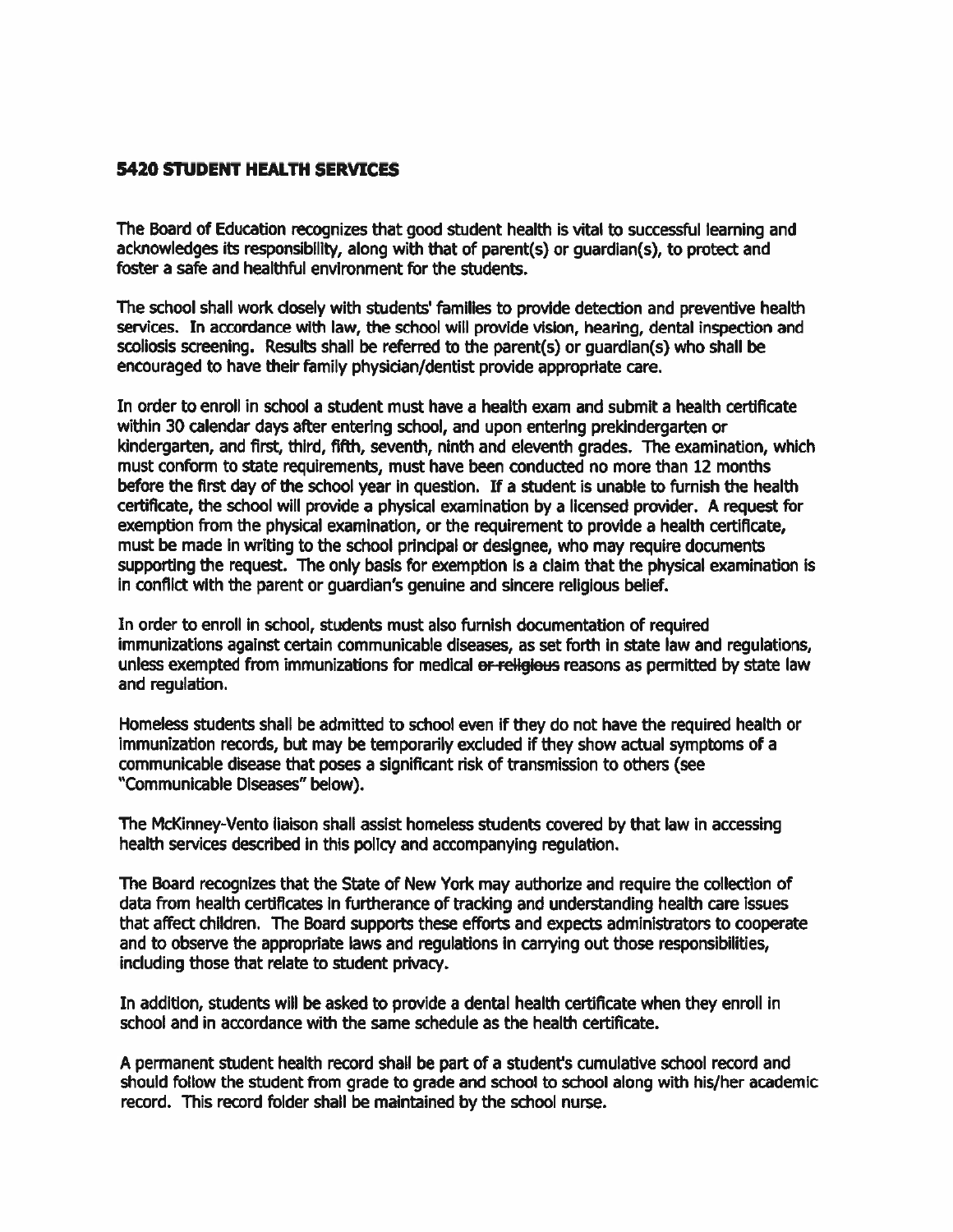## 5420 STUDENT HEALTH SERVICES

The Board of Education recognizes that good student health is vital to successful learning and acknowledges its responsibility, along with that of parent(s) or guardian(s), to protect and foster a safe and healthful environment for the students.

The school shall work closely with students' families to provide detection and preventive health services. In accordance with law, the school will provide vision, hearing, dental inspection and scoliosis screening. Results shall be referred to the parent(s) or guardian(s) who shall be encouraged to have their family physician/dentist provide appropriate care.

In order to enroll in school a student must have a health exam and submit a health certificate within 30 calendar days after entering school, and upon entering prekindergarten or kindergarten, and first, third, fifth, seventh, ninth and eleventh grades. The examination, which must conform to state requirements, must have been conducted no more than 12 months before the first day of the school year in question. If a student is unable to furnish the health certificate, the school will provide a physical examination by a licensed provider. A request for exemption from the physical examination, or the requirement to provide a health certificate, must be made in writing to the school principal or designee, who may require documents supporting the request. The only basis for exemption is a claim that the physical examination is in conflict with the parent or guardian's genuine and sincere religious belief.

In order to enroll in school, students must also furnish documentation of required immunizations against certain communicable diseases, as set forth in state law and regulations, unless exempted from immunizations for medical ~~or religious~~ reasons as permitted by state law and regulation.

Homeless students shall be admitted to school even if they do not have the required health or immunization records, but may be temporarily excluded if they show actual symptoms of a communicable disease that poses a significant risk of transmission to others (see "Communicable Diseases" below).

The McKinney-Vento liaison shall assist homeless students covered by that law in accessing health services described in this policy and accompanying regulation.

The Board recognizes that the State of New York may authorize and require the collection of data from health certificates in furtherance of tracking and understanding health care issues that affect children. The Board supports these efforts and expects administrators to cooperate and to observe the appropriate laws and regulations in carrying out those responsibilities, including those that relate to student privacy.

In addition, students will be asked to provide a dental health certificate when they enroll in school and in accordance with the same schedule as the health certificate.

A permanent student health record shall be part of a student's cumulative school record and should follow the student from grade to grade and school to school along with his/her academic record. This record folder shall be maintained by the school nurse.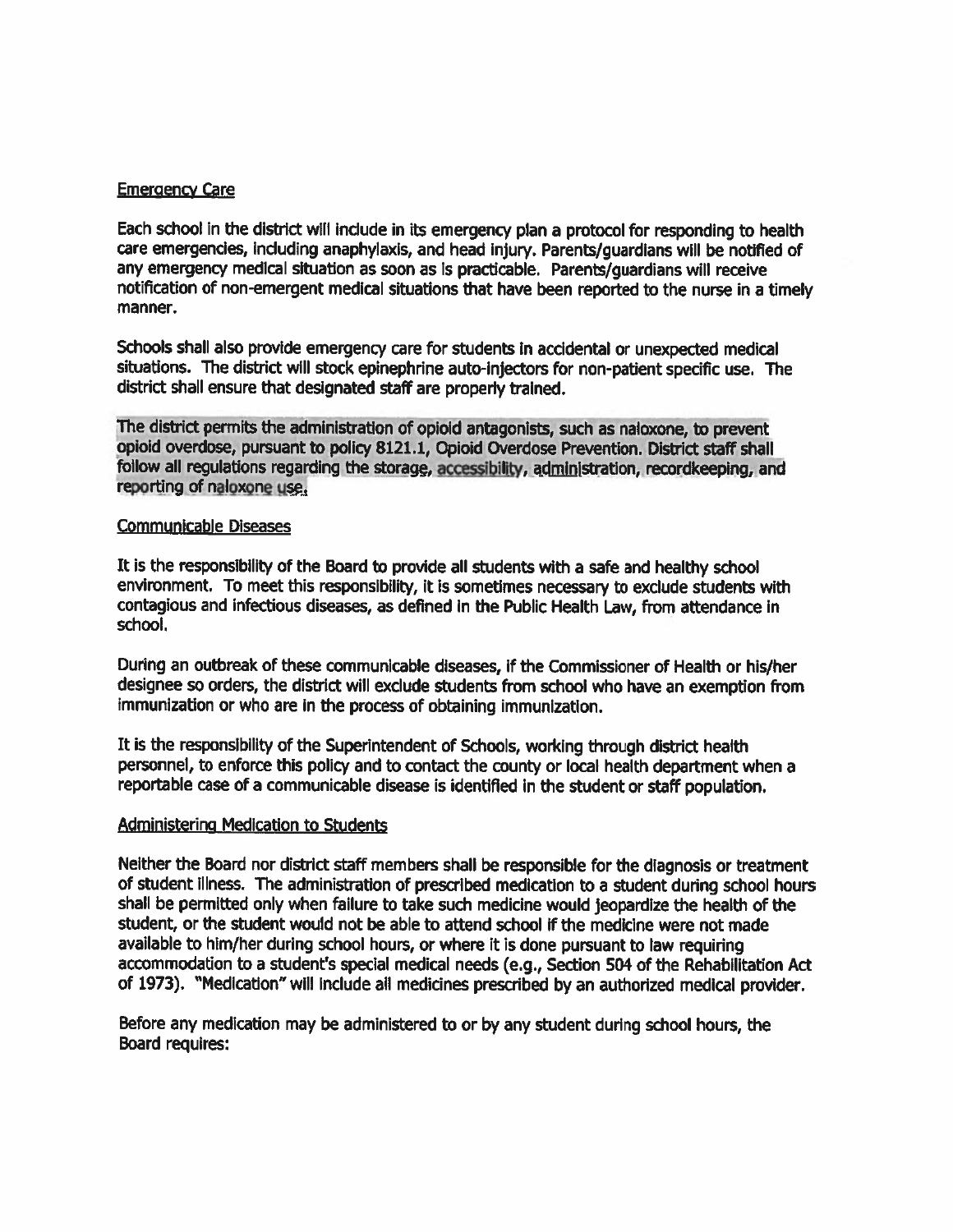<u>Emergency Care</u>

Each school in the district will include in its emergency plan a protocol for responding to health care emergencies, including anaphylaxis, and head injury. Parents/guardians will be notified of any emergency medical situation as soon as is practicable. Parents/guardians will receive notification of non-emergent medical situations that have been reported to the nurse in a timely manner.

Schools shall also provide emergency care for students in accidental or unexpected medical situations. The district will stock epinephrine auto-injectors for non-patient specific use. The district shall ensure that designated staff are properly trained.

The district permits the administration of opioid antagonists, such as naloxone, to prevent opioid overdose, pursuant to policy 8121.1, Opioid Overdose Prevention. District staff shall follow all regulations regarding the storage, accessibility, administration, recordkeeping, and reporting of naloxone use.

<u>Communicable Diseases</u>

It is the responsibility of the Board to provide all students with a safe and healthy school environment. To meet this responsibility, it is sometimes necessary to exclude students with contagious and infectious diseases, as defined in the Public Health Law, from attendance in school.

During an outbreak of these communicable diseases, if the Commissioner of Health or his/her designee so orders, the district will exclude students from school who have an exemption from immunization or who are in the process of obtaining immunization.

It is the responsibility of the Superintendent of Schools, working through district health personnel, to enforce this policy and to contact the county or local health department when a reportable case of a communicable disease is identified in the student or staff population.

<u>Administering Medication to Students</u>

Neither the Board nor district staff members shall be responsible for the diagnosis or treatment of student illness. The administration of prescribed medication to a student during school hours shall be permitted only when failure to take such medicine would jeopardize the health of the student, or the student would not be able to attend school if the medicine were not made available to him/her during school hours, or where it is done pursuant to law requiring accommodation to a student's special medical needs (e.g., Section 504 of the Rehabilitation Act of 1973). "Medication" will include all medicines prescribed by an authorized medical provider.

Before any medication may be administered to or by any student during school hours, the Board requires: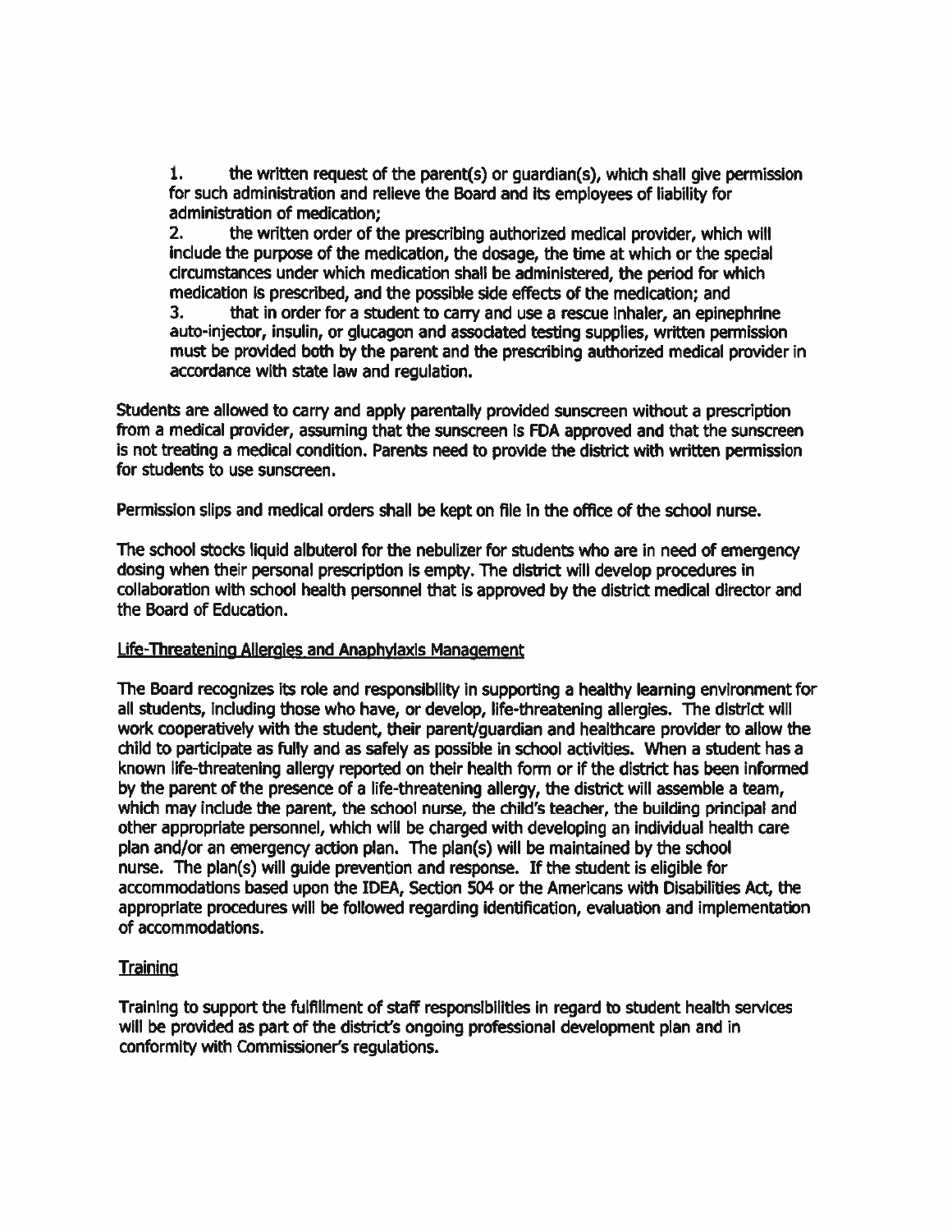1. the written request of the parent(s) or guardian(s), which shall give permission for such administration and relieve the Board and its employees of liability for administration of medication;
2. the written order of the prescribing authorized medical provider, which will include the purpose of the medication, the dosage, the time at which or the special circumstances under which medication shall be administered, the period for which medication is prescribed, and the possible side effects of the medication; and
3. that in order for a student to carry and use a rescue inhaler, an epinephrine auto-injector, insulin, or glucagon and associated testing supplies, written permission must be provided both by the parent and the prescribing authorized medical provider in accordance with state law and regulation.

Students are allowed to carry and apply parentally provided sunscreen without a prescription from a medical provider, assuming that the sunscreen is FDA approved and that the sunscreen is not treating a medical condition. Parents need to provide the district with written permission for students to use sunscreen.

Permission slips and medical orders shall be kept on file in the office of the school nurse.

The school stocks liquid albuterol for the nebulizer for students who are in need of emergency dosing when their personal prescription is empty. The district will develop procedures in collaboration with school health personnel that is approved by the district medical director and the Board of Education.

<u>Life-Threatening Allergies and Anaphylaxis Management</u>

The Board recognizes its role and responsibility in supporting a healthy learning environment for all students, including those who have, or develop, life-threatening allergies. The district will work cooperatively with the student, their parent/guardian and healthcare provider to allow the child to participate as fully and as safely as possible in school activities. When a student has a known life-threatening allergy reported on their health form or if the district has been informed by the parent of the presence of a life-threatening allergy, the district will assemble a team, which may include the parent, the school nurse, the child's teacher, the building principal and other appropriate personnel, which will be charged with developing an individual health care plan and/or an emergency action plan. The plan(s) will be maintained by the school nurse. The plan(s) will guide prevention and response. If the student is eligible for accommodations based upon the IDEA, Section 504 or the Americans with Disabilities Act, the appropriate procedures will be followed regarding identification, evaluation and implementation of accommodations.

<u>Training</u>

Training to support the fulfillment of staff responsibilities in regard to student health services will be provided as part of the district's ongoing professional development plan and in conformity with Commissioner's regulations.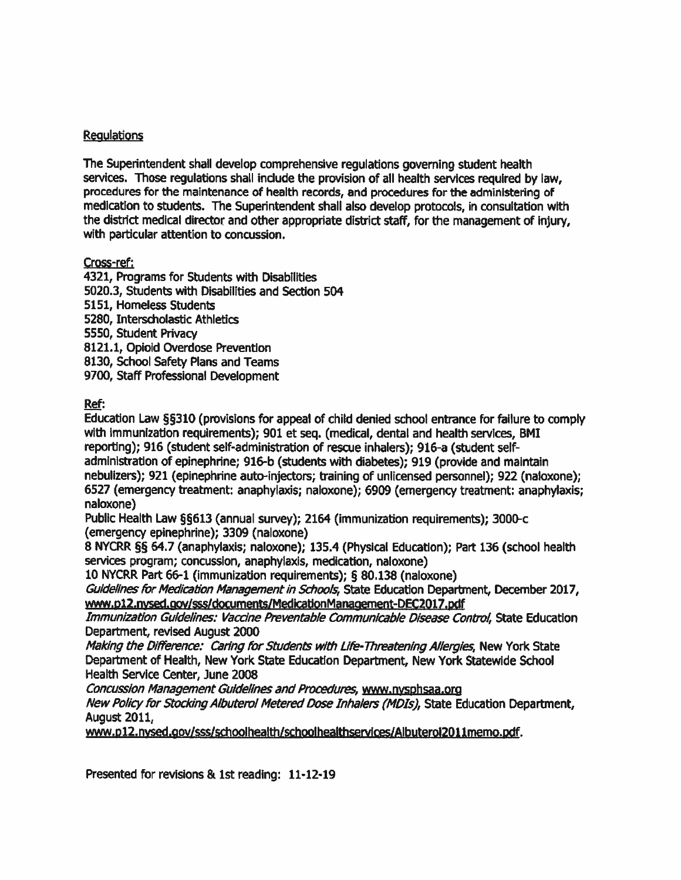Regulations

The Superintendent shall develop comprehensive regulations governing student health services. Those regulations shall include the provision of all health services required by law, procedures for the maintenance of health records, and procedures for the administering of medication to students. The Superintendent shall also develop protocols, in consultation with the district medical director and other appropriate district staff, for the management of injury, with particular attention to concussion.

Cross-ref:
4321, Programs for Students with Disabilities
5020.3, Students with Disabilities and Section 504
5151, Homeless Students
5280, Interscholastic Athletics
5550, Student Privacy
8121.1, Opioid Overdose Prevention
8130, School Safety Plans and Teams
9700, Staff Professional Development

Ref:
Education Law §§310 (provisions for appeal of child denied school entrance for failure to comply with immunization requirements); 901 et seq. (medical, dental and health services, BMI reporting); 916 (student self-administration of rescue inhalers); 916-a (student self-administration of epinephrine; 916-b (students with diabetes); 919 (provide and maintain nebulizers); 921 (epinephrine auto-injectors; training of unlicensed personnel); 922 (naloxone); 6527 (emergency treatment: anaphylaxis; naloxone); 6909 (emergency treatment: anaphylaxis; naloxone)
Public Health Law §§613 (annual survey); 2164 (immunization requirements); 3000-c (emergency epinephrine); 3309 (naloxone)
8 NYCRR §§ 64.7 (anaphylaxis; naloxone); 135.4 (Physical Education); Part 136 (school health services program; concussion, anaphylaxis, medication, naloxone)
10 NYCRR Part 66-1 (immunization requirements); § 80.138 (naloxone)
*Guidelines for Medication Management in Schools*, State Education Department, December 2017, www.p12.nysed.gov/sss/documents/MedicationManagement-DEC2017.pdf
*Immunization Guidelines: Vaccine Preventable Communicable Disease Control*, State Education Department, revised August 2000
*Making the Difference: Caring for Students with Life-Threatening Allergies*, New York State Department of Health, New York State Education Department, New York Statewide School Health Service Center, June 2008
*Concussion Management Guidelines and Procedures*, www.nysphsaa.org
*New Policy for Stocking Albuterol Metered Dose Inhalers (MDIs)*, State Education Department, August 2011, www.p12.nysed.gov/sss/schoolhealth/schoolhealthservices/Albuterol2011memo.pdf.

Presented for revisions & 1st reading: 11-12-19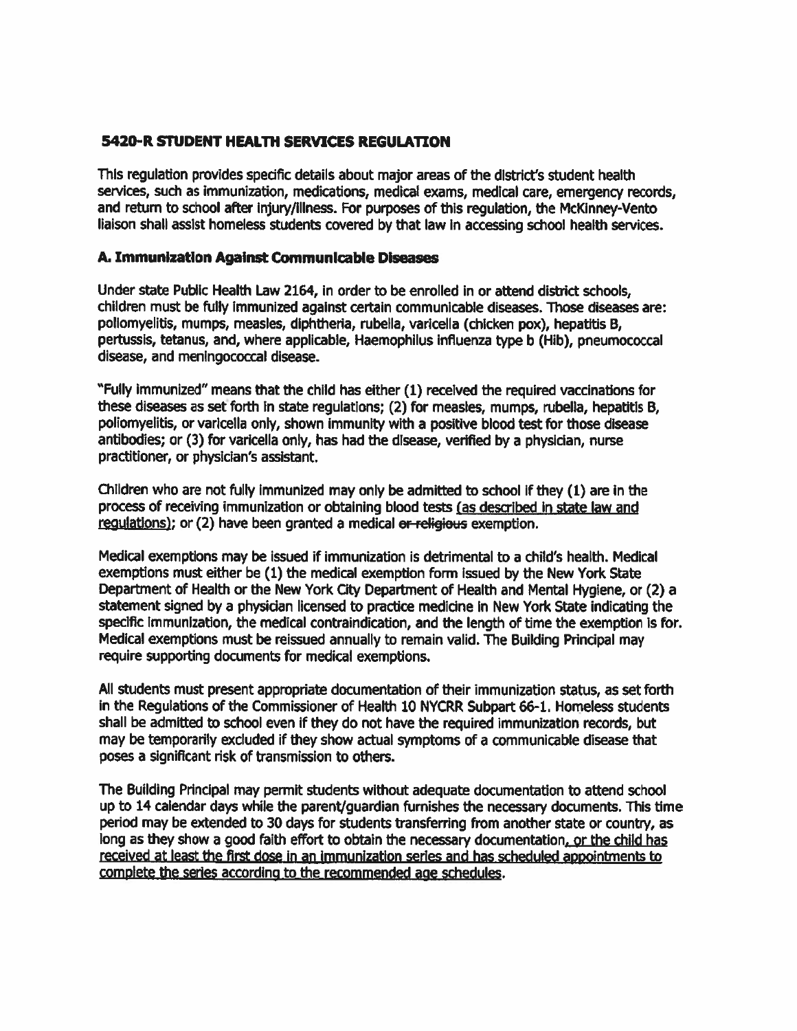## 5420-R STUDENT HEALTH SERVICES REGULATION

This regulation provides specific details about major areas of the district's student health services, such as immunization, medications, medical exams, medical care, emergency records, and return to school after injury/illness. For purposes of this regulation, the McKinney-Vento liaison shall assist homeless students covered by that law in accessing school health services.

### A. Immunization Against Communicable Diseases

Under state Public Health Law 2164, in order to be enrolled in or attend district schools, children must be fully immunized against certain communicable diseases. Those diseases are: poliomyelitis, mumps, measles, diphtheria, rubella, varicella (chicken pox), hepatitis B, pertussis, tetanus, and, where applicable, Haemophilus influenza type b (Hib), pneumococcal disease, and meningococcal disease.

"Fully immunized" means that the child has either (1) received the required vaccinations for these diseases as set forth in state regulations; (2) for measles, mumps, rubella, hepatitis B, poliomyelitis, or varicella only, shown immunity with a positive blood test for those disease antibodies; or (3) for varicella only, has had the disease, verified by a physician, nurse practitioner, or physician's assistant.

Children who are not fully immunized may only be admitted to school if they (1) are in the process of receiving immunization or obtaining blood tests (as described in state law and regulations); or (2) have been granted a medical ~~or religious~~ exemption.

Medical exemptions may be issued if immunization is detrimental to a child's health. Medical exemptions must either be (1) the medical exemption form issued by the New York State Department of Health or the New York City Department of Health and Mental Hygiene, or (2) a statement signed by a physician licensed to practice medicine in New York State indicating the specific immunization, the medical contraindication, and the length of time the exemption is for. Medical exemptions must be reissued annually to remain valid. The Building Principal may require supporting documents for medical exemptions.

All students must present appropriate documentation of their immunization status, as set forth in the Regulations of the Commissioner of Health 10 NYCRR Subpart 66-1. Homeless students shall be admitted to school even if they do not have the required immunization records, but may be temporarily excluded if they show actual symptoms of a communicable disease that poses a significant risk of transmission to others.

The Building Principal may permit students without adequate documentation to attend school up to 14 calendar days while the parent/guardian furnishes the necessary documents. This time period may be extended to 30 days for students transferring from another state or country, as long as they show a good faith effort to obtain the necessary documentation, or the child has received at least the first dose in an immunization series and has scheduled appointments to complete the series according to the recommended age schedules.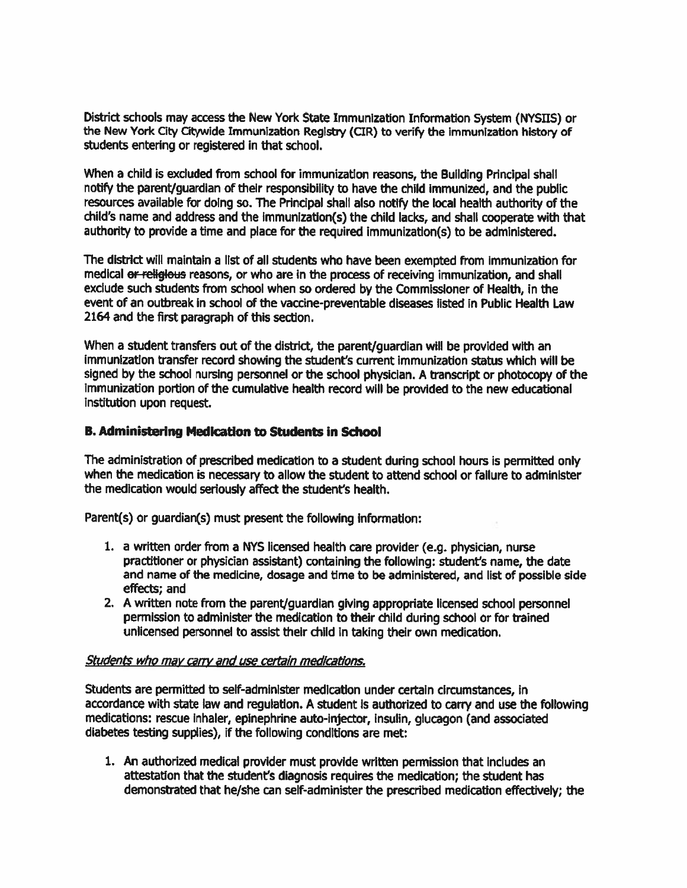District schools may access the New York State Immunization Information System (NYSIIS) or the New York City Citywide Immunization Registry (CIR) to verify the immunization history of students entering or registered in that school.

When a child is excluded from school for immunization reasons, the Building Principal shall notify the parent/guardian of their responsibility to have the child immunized, and the public resources available for doing so. The Principal shall also notify the local health authority of the child's name and address and the immunization(s) the child lacks, and shall cooperate with that authority to provide a time and place for the required immunization(s) to be administered.

The district will maintain a list of all students who have been exempted from immunization for medical ~~or religious~~ reasons, or who are in the process of receiving immunization, and shall exclude such students from school when so ordered by the Commissioner of Health, in the event of an outbreak in school of the vaccine-preventable diseases listed in Public Health Law 2164 and the first paragraph of this section.

When a student transfers out of the district, the parent/guardian will be provided with an immunization transfer record showing the student's current immunization status which will be signed by the school nursing personnel or the school physician. A transcript or photocopy of the immunization portion of the cumulative health record will be provided to the new educational institution upon request.

### B. Administering Medication to Students in School

The administration of prescribed medication to a student during school hours is permitted only when the medication is necessary to allow the student to attend school or failure to administer the medication would seriously affect the student's health.

Parent(s) or guardian(s) must present the following information:

1. a written order from a NYS licensed health care provider (e.g. physician, nurse practitioner or physician assistant) containing the following: student's name, the date and name of the medicine, dosage and time to be administered, and list of possible side effects; and
2. A written note from the parent/guardian giving appropriate licensed school personnel permission to administer the medication to their child during school or for trained unlicensed personnel to assist their child in taking their own medication.

*Students who may carry and use certain medications.*

Students are permitted to self-administer medication under certain circumstances, in accordance with state law and regulation. A student is authorized to carry and use the following medications: rescue inhaler, epinephrine auto-injector, insulin, glucagon (and associated diabetes testing supplies), if the following conditions are met:

1. An authorized medical provider must provide written permission that includes an attestation that the student's diagnosis requires the medication; the student has demonstrated that he/she can self-administer the prescribed medication effectively; the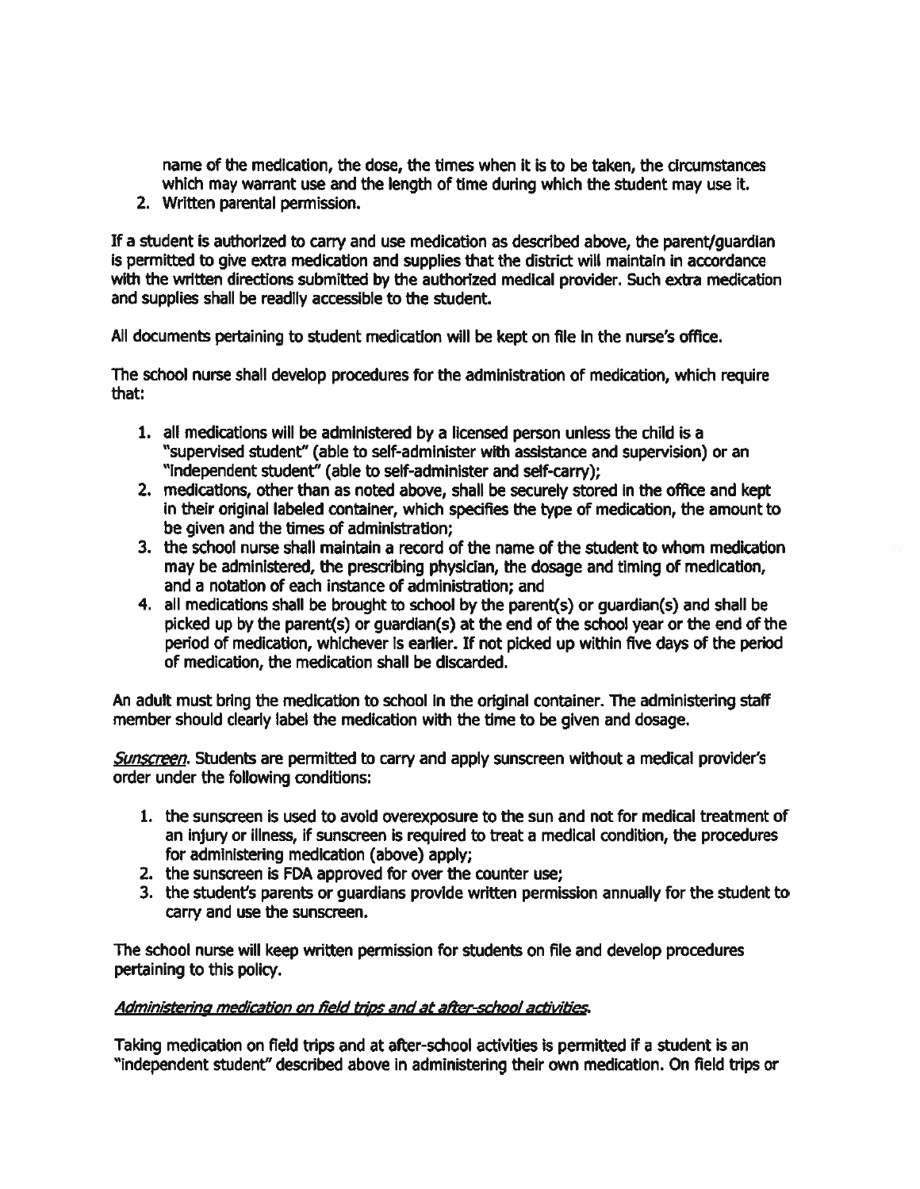name of the medication, the dose, the times when it is to be taken, the circumstances which may warrant use and the length of time during which the student may use it.

2. Written parental permission.

If a student is authorized to carry and use medication as described above, the parent/guardian is permitted to give extra medication and supplies that the district will maintain in accordance with the written directions submitted by the authorized medical provider. Such extra medication and supplies shall be readily accessible to the student.

All documents pertaining to student medication will be kept on file in the nurse's office.

The school nurse shall develop procedures for the administration of medication, which require that:

1. all medications will be administered by a licensed person unless the child is a "supervised student" (able to self-administer with assistance and supervision) or an "independent student" (able to self-administer and self-carry);
2. medications, other than as noted above, shall be securely stored in the office and kept in their original labeled container, which specifies the type of medication, the amount to be given and the times of administration;
3. the school nurse shall maintain a record of the name of the student to whom medication may be administered, the prescribing physician, the dosage and timing of medication, and a notation of each instance of administration; and
4. all medications shall be brought to school by the parent(s) or guardian(s) and shall be picked up by the parent(s) or guardian(s) at the end of the school year or the end of the period of medication, whichever is earlier. If not picked up within five days of the period of medication, the medication shall be discarded.

An adult must bring the medication to school in the original container. The administering staff member should clearly label the medication with the time to be given and dosage.

*Sunscreen*. Students are permitted to carry and apply sunscreen without a medical provider's order under the following conditions:

1. the sunscreen is used to avoid overexposure to the sun and not for medical treatment of an injury or illness, if sunscreen is required to treat a medical condition, the procedures for administering medication (above) apply;
2. the sunscreen is FDA approved for over the counter use;
3. the student's parents or guardians provide written permission annually for the student to carry and use the sunscreen.

The school nurse will keep written permission for students on file and develop procedures pertaining to this policy.

*Administering medication on field trips and at after-school activities*.

Taking medication on field trips and at after-school activities is permitted if a student is an "independent student" described above in administering their own medication. On field trips or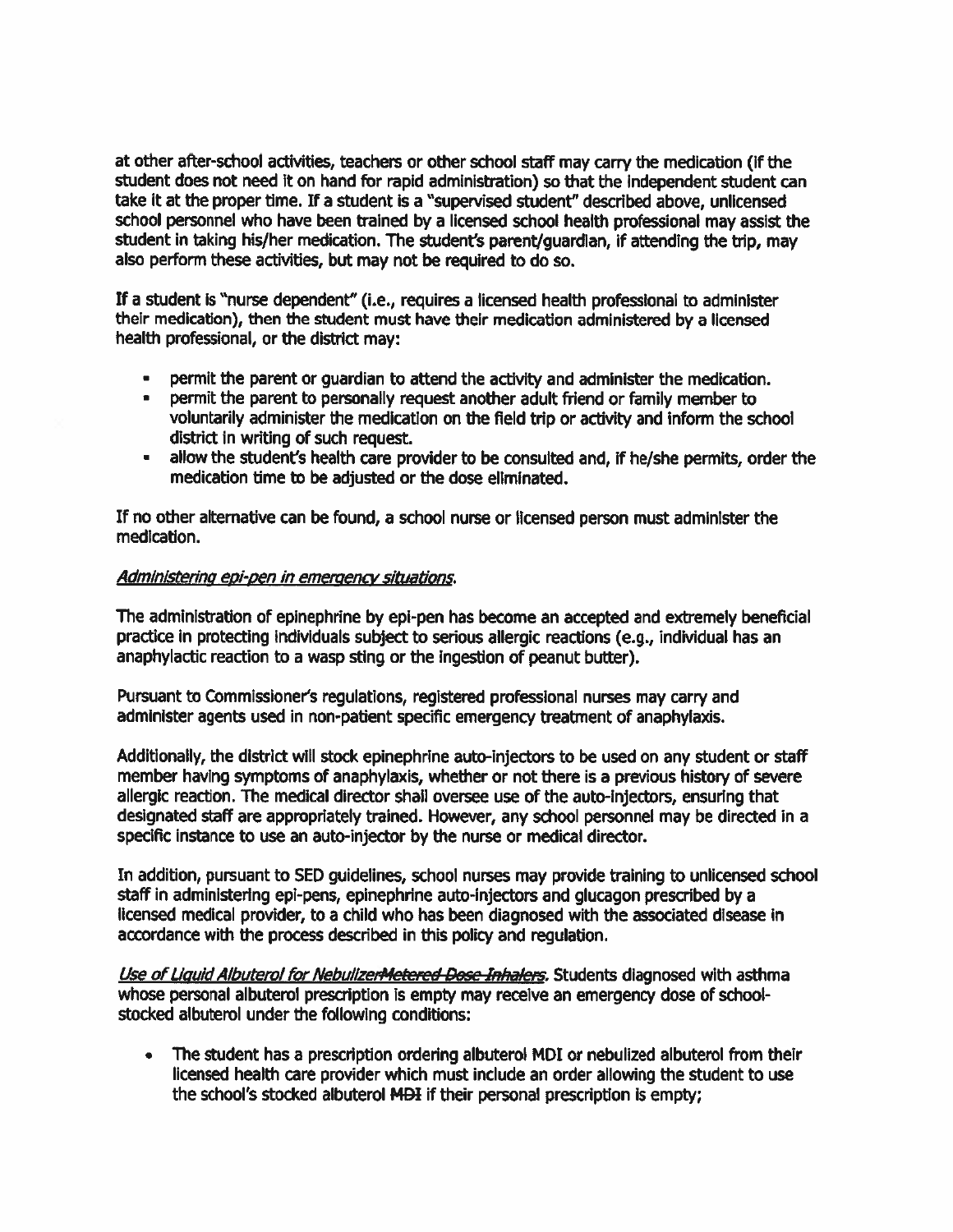at other after-school activities, teachers or other school staff may carry the medication (if the student does not need it on hand for rapid administration) so that the independent student can take it at the proper time. If a student is a "supervised student" described above, unlicensed school personnel who have been trained by a licensed school health professional may assist the student in taking his/her medication. The student's parent/guardian, if attending the trip, may also perform these activities, but may not be required to do so.

If a student is "nurse dependent" (i.e., requires a licensed health professional to administer their medication), then the student must have their medication administered by a licensed health professional, or the district may:

- permit the parent or guardian to attend the activity and administer the medication.
- permit the parent to personally request another adult friend or family member to voluntarily administer the medication on the field trip or activity and inform the school district in writing of such request.
- allow the student's health care provider to be consulted and, if he/she permits, order the medication time to be adjusted or the dose eliminated.

If no other alternative can be found, a school nurse or licensed person must administer the medication.

*Administering epi-pen in emergency situations.*

The administration of epinephrine by epi-pen has become an accepted and extremely beneficial practice in protecting individuals subject to serious allergic reactions (e.g., individual has an anaphylactic reaction to a wasp sting or the ingestion of peanut butter).

Pursuant to Commissioner's regulations, registered professional nurses may carry and administer agents used in non-patient specific emergency treatment of anaphylaxis.

Additionally, the district will stock epinephrine auto-injectors to be used on any student or staff member having symptoms of anaphylaxis, whether or not there is a previous history of severe allergic reaction. The medical director shall oversee use of the auto-injectors, ensuring that designated staff are appropriately trained. However, any school personnel may be directed in a specific instance to use an auto-injector by the nurse or medical director.

In addition, pursuant to SED guidelines, school nurses may provide training to unlicensed school staff in administering epi-pens, epinephrine auto-injectors and glucagon prescribed by a licensed medical provider, to a child who has been diagnosed with the associated disease in accordance with the process described in this policy and regulation.

*Use of Liquid Albuterol for Nebulizer~~Metered Dose Inhalers~~.* Students diagnosed with asthma whose personal albuterol prescription is empty may receive an emergency dose of school-stocked albuterol under the following conditions:

- The student has a prescription ordering albuterol MDI or nebulized albuterol from their licensed health care provider which must include an order allowing the student to use the school's stocked albuterol ~~MDI~~ if their personal prescription is empty;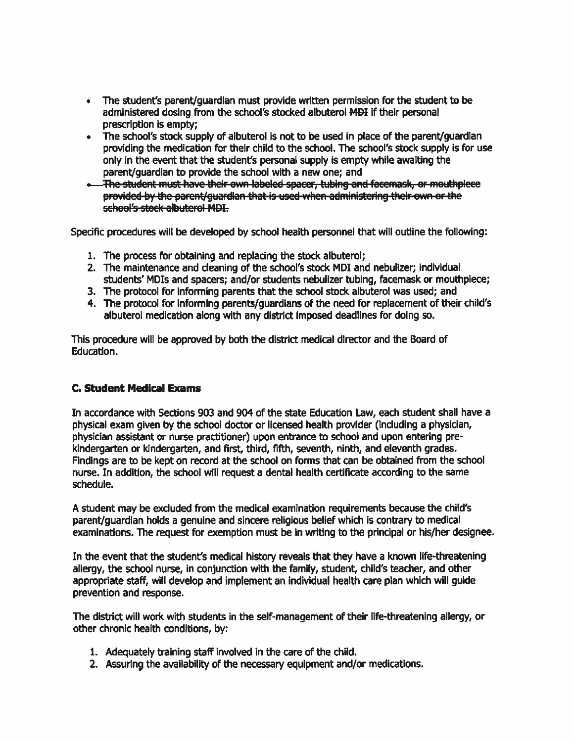- The student's parent/guardian must provide written permission for the student to be administered dosing from the school's stocked albuterol ~~MDI~~ if their personal prescription is empty;
- The school's stock supply of albuterol is not to be used in place of the parent/guardian providing the medication for their child to the school. The school's stock supply is for use only in the event that the student's personal supply is empty while awaiting the parent/guardian to provide the school with a new one; and
- ~~The student must have their own labeled spacer, tubing and facemask, or mouthpiece provided by the parent/guardian that is used when administering their own or the school's stock albuterol MDI.~~

Specific procedures will be developed by school health personnel that will outline the following:

1. The process for obtaining and replacing the stock albuterol;
2. The maintenance and cleaning of the school's stock MDI and nebulizer; individual students' MDIs and spacers; and/or students nebulizer tubing, facemask or mouthpiece;
3. The protocol for informing parents that the school stock albuterol was used; and
4. The protocol for informing parents/guardians of the need for replacement of their child's albuterol medication along with any district imposed deadlines for doing so.

This procedure will be approved by both the district medical director and the Board of Education.

### C. Student Medical Exams

In accordance with Sections 903 and 904 of the state Education Law, each student shall have a physical exam given by the school doctor or licensed health provider (including a physician, physician assistant or nurse practitioner) upon entrance to school and upon entering pre-kindergarten or kindergarten, and first, third, fifth, seventh, ninth, and eleventh grades. Findings are to be kept on record at the school on forms that can be obtained from the school nurse. In addition, the school will request a dental health certificate according to the same schedule.

A student may be excluded from the medical examination requirements because the child's parent/guardian holds a genuine and sincere religious belief which is contrary to medical examinations. The request for exemption must be in writing to the principal or his/her designee.

In the event that the student's medical history reveals that they have a known life-threatening allergy, the school nurse, in conjunction with the family, student, child's teacher, and other appropriate staff, will develop and implement an individual health care plan which will guide prevention and response.

The district will work with students in the self-management of their life-threatening allergy, or other chronic health conditions, by:

1. Adequately training staff involved in the care of the child.
2. Assuring the availability of the necessary equipment and/or medications.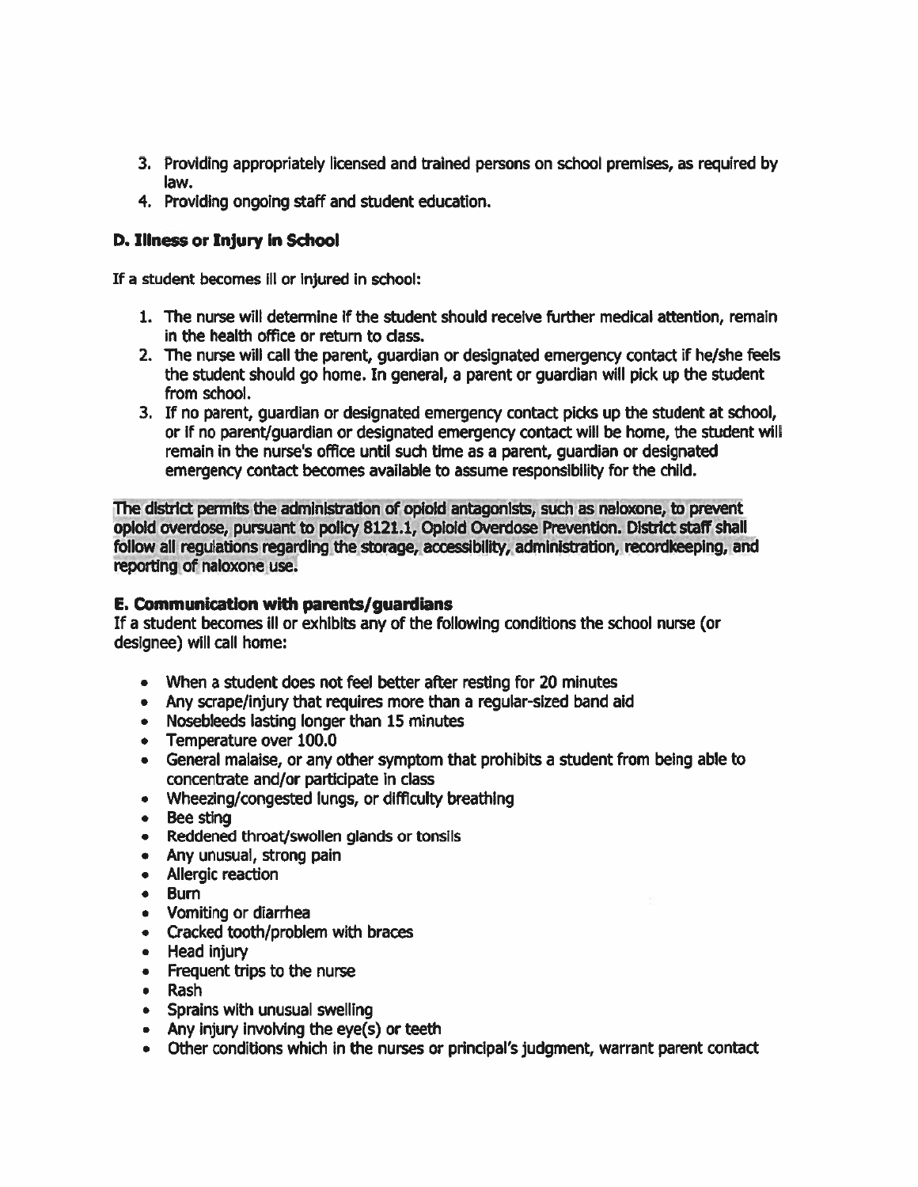3. Providing appropriately licensed and trained persons on school premises, as required by law.
4. Providing ongoing staff and student education.

### D. Illness or Injury in School

If a student becomes ill or injured in school:

1. The nurse will determine if the student should receive further medical attention, remain in the health office or return to class.
2. The nurse will call the parent, guardian or designated emergency contact if he/she feels the student should go home. In general, a parent or guardian will pick up the student from school.
3. If no parent, guardian or designated emergency contact picks up the student at school, or if no parent/guardian or designated emergency contact will be home, the student will remain in the nurse's office until such time as a parent, guardian or designated emergency contact becomes available to assume responsibility for the child.

The district permits the administration of opioid antagonists, such as naloxone, to prevent opioid overdose, pursuant to policy 8121.1, Opioid Overdose Prevention. District staff shall follow all regulations regarding the storage, accessibility, administration, recordkeeping, and reporting of naloxone use.

### E. Communication with parents/guardians

If a student becomes ill or exhibits any of the following conditions the school nurse (or designee) will call home:

- When a student does not feel better after resting for 20 minutes
- Any scrape/injury that requires more than a regular-sized band aid
- Nosebleeds lasting longer than 15 minutes
- Temperature over 100.0
- General malaise, or any other symptom that prohibits a student from being able to concentrate and/or participate in class
- Wheezing/congested lungs, or difficulty breathing
- Bee sting
- Reddened throat/swollen glands or tonsils
- Any unusual, strong pain
- Allergic reaction
- Burn
- Vomiting or diarrhea
- Cracked tooth/problem with braces
- Head injury
- Frequent trips to the nurse
- Rash
- Sprains with unusual swelling
- Any injury involving the eye(s) or teeth
- Other conditions which in the nurses or principal's judgment, warrant parent contact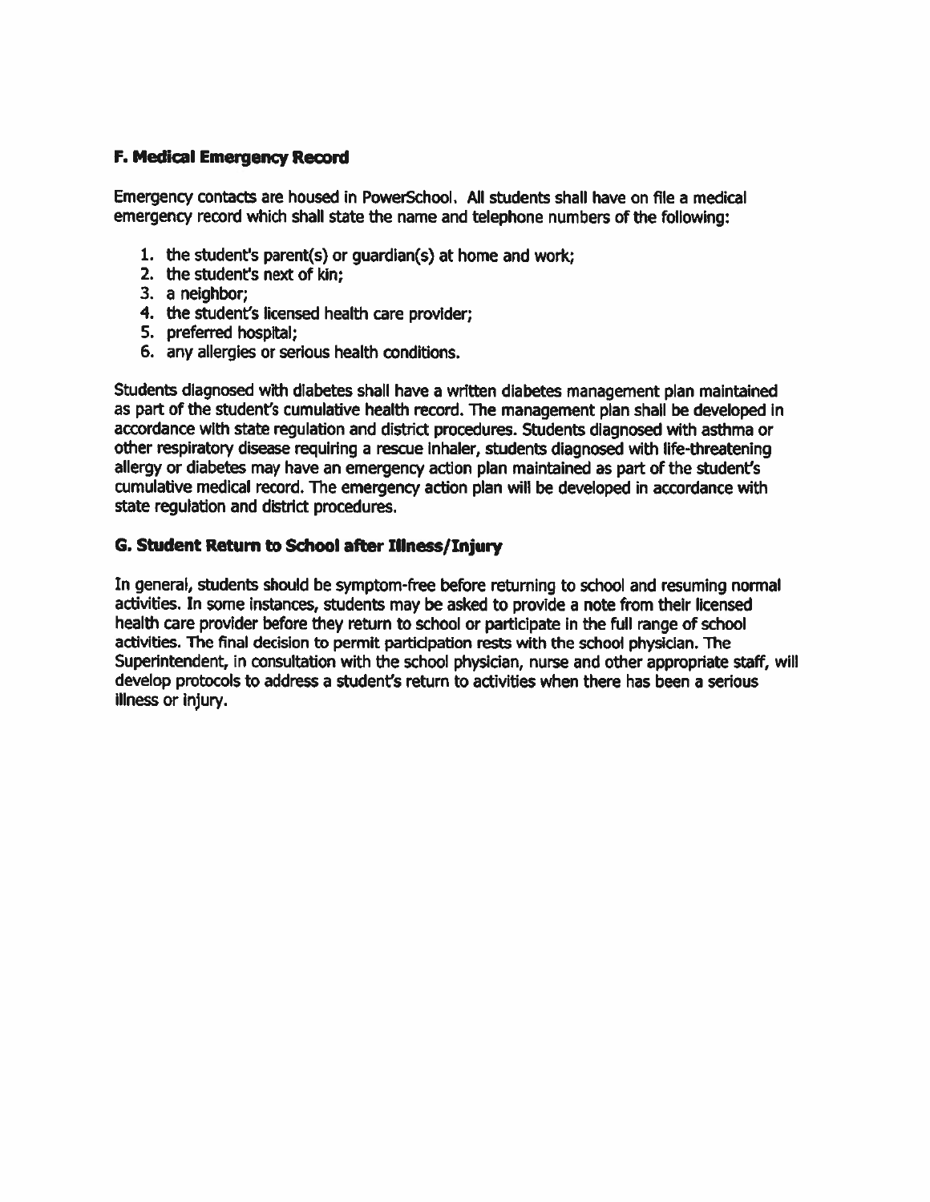### F. Medical Emergency Record

Emergency contacts are housed in PowerSchool. All students shall have on file a medical emergency record which shall state the name and telephone numbers of the following:

1. the student's parent(s) or guardian(s) at home and work;
2. the student's next of kin;
3. a neighbor;
4. the student's licensed health care provider;
5. preferred hospital;
6. any allergies or serious health conditions.

Students diagnosed with diabetes shall have a written diabetes management plan maintained as part of the student's cumulative health record. The management plan shall be developed in accordance with state regulation and district procedures. Students diagnosed with asthma or other respiratory disease requiring a rescue inhaler, students diagnosed with life-threatening allergy or diabetes may have an emergency action plan maintained as part of the student's cumulative medical record. The emergency action plan will be developed in accordance with state regulation and district procedures.

### G. Student Return to School after Illness/Injury

In general, students should be symptom-free before returning to school and resuming normal activities. In some instances, students may be asked to provide a note from their licensed health care provider before they return to school or participate in the full range of school activities. The final decision to permit participation rests with the school physician. The Superintendent, in consultation with the school physician, nurse and other appropriate staff, will develop protocols to address a student's return to activities when there has been a serious illness or injury.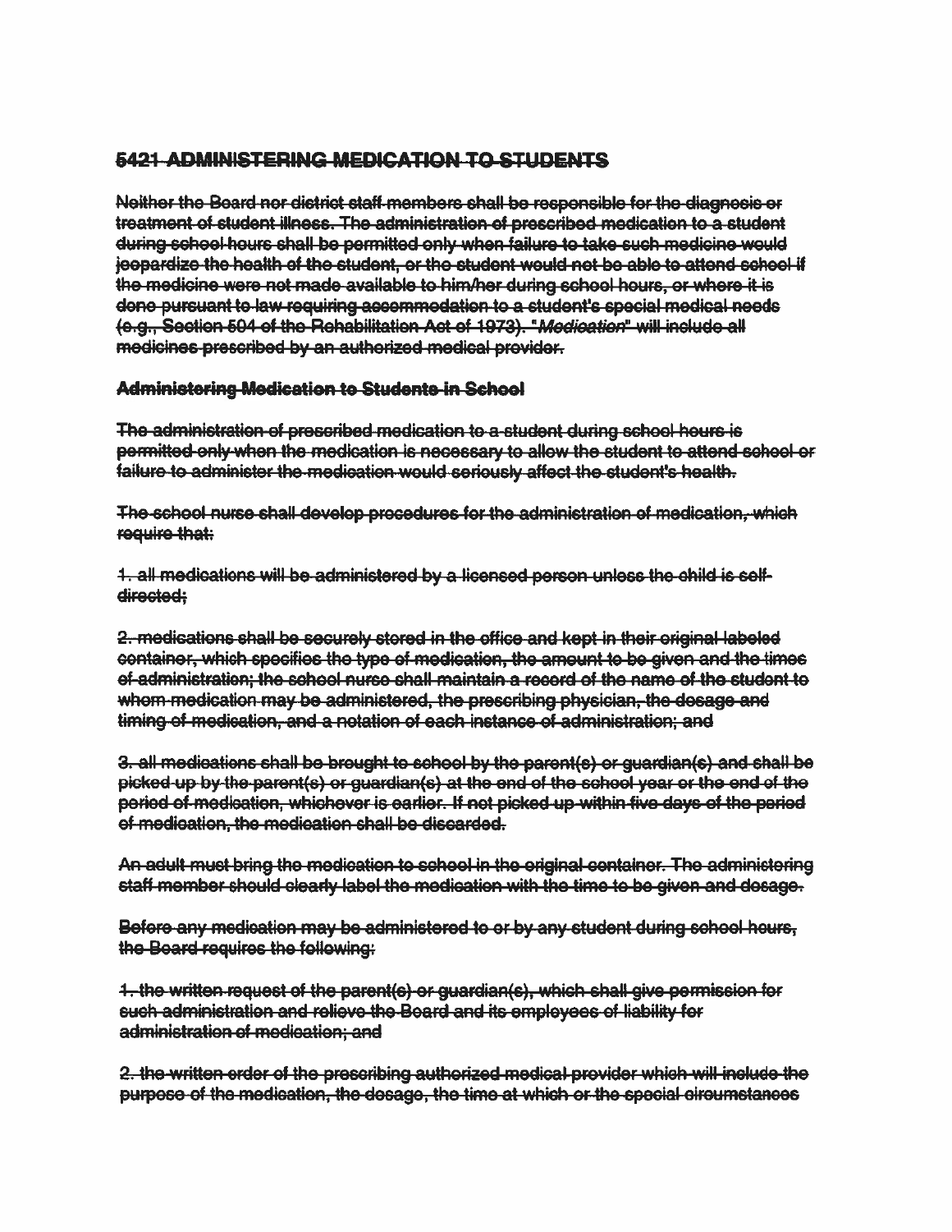## ~~5421 ADMINISTERING MEDICATION TO STUDENTS~~

~~Neither the Board nor district staff members shall be responsible for the diagnosis or treatment of student illness. The administration of prescribed medication to a student during school hours shall be permitted only when failure to take such medicine would jeopardize the health of the student, or the student would not be able to attend school if the medicine were not made available to him/her during school hours, or where it is done pursuant to law requiring accommodation to a student's special medical needs (e.g., Section 504 of the Rehabilitation Act of 1973). "*Medication*" will include all medicines prescribed by an authorized medical provider.~~

### ~~Administering Medication to Students in School~~

~~The administration of prescribed medication to a student during school hours is permitted only when the medication is necessary to allow the student to attend school or failure to administer the medication would seriously affect the student's health.~~

~~The school nurse shall develop procedures for the administration of medication, which require that:~~

~~1. all medications will be administered by a licensed person unless the child is self-directed;~~

~~2. medications shall be securely stored in the office and kept in their original labeled container, which specifies the type of medication, the amount to be given and the times of administration; the school nurse shall maintain a record of the name of the student to whom medication may be administered, the prescribing physician, the dosage and timing of medication, and a notation of each instance of administration; and~~

~~3. all medications shall be brought to school by the parent(s) or guardian(s) and shall be picked up by the parent(s) or guardian(s) at the end of the school year or the end of the period of medication, whichever is earlier. If not picked up within five days of the period of medication, the medication shall be discarded.~~

~~An adult must bring the medication to school in the original container. The administering staff member should clearly label the medication with the time to be given and dosage.~~

~~Before any medication may be administered to or by any student during school hours, the Board requires the following:~~

~~1. the written request of the parent(s) or guardian(s), which shall give permission for such administration and relieve the Board and its employees of liability for administration of medication; and~~

~~2. the written order of the prescribing authorized medical provider which will include the purpose of the medication, the dosage, the time at which or the special circumstances~~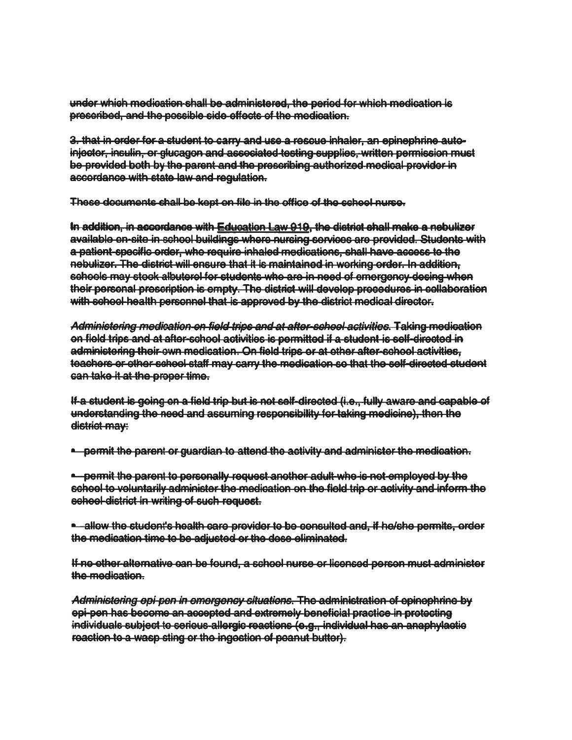~~under which medication shall be administered, the period for which medication is prescribed, and the possible side effects of the medication.~~

~~3. that in order for a student to carry and use a rescue inhaler, an epinephrine auto-injector, insulin, or glucagon and associated testing supplies, written permission must be provided both by the parent and the prescribing authorized medical provider in accordance with state law and regulation.~~

~~These documents shall be kept on file in the office of the school nurse.~~

~~In addition, in accordance with Education Law 919, the district shall make a nebulizer available on-site in school buildings where nursing services are provided. Students with a patient-specific order, who require inhaled medications, shall have access to the nebulizer. The district will ensure that it is maintained in working order. In addition, schools may stock albuterol for students who are in need of emergency dosing when their personal prescription is empty. The district will develop procedures in collaboration with school health personnel that is approved by the district medical director.~~

~~*Administering medication on field trips and at after-school activities*. Taking medication on field trips and at after-school activities is permitted if a student is self-directed in administering their own medication. On field trips or at other after-school activities, teachers or other school staff may carry the medication so that the self-directed student can take it at the proper time.~~

~~If a student is going on a field trip but is not self-directed (i.e., fully aware and capable of understanding the need and assuming responsibility for taking medicine), then the district may:~~

- ~~permit the parent or guardian to attend the activity and administer the medication.~~

- ~~permit the parent to personally request another adult who is not employed by the school to voluntarily administer the medication on the field trip or activity and inform the school district in writing of such request.~~

- ~~allow the student's health care provider to be consulted and, if he/she permits, order the medication time to be adjusted or the dose eliminated.~~

~~If no other alternative can be found, a school nurse or licensed person must administer the medication.~~

~~*Administering epi-pen in emergency situations*. The administration of epinephrine by epi-pen has become an accepted and extremely beneficial practice in protecting individuals subject to serious allergic reactions (e.g., individual has an anaphylactic reaction to a wasp sting or the ingestion of peanut butter).~~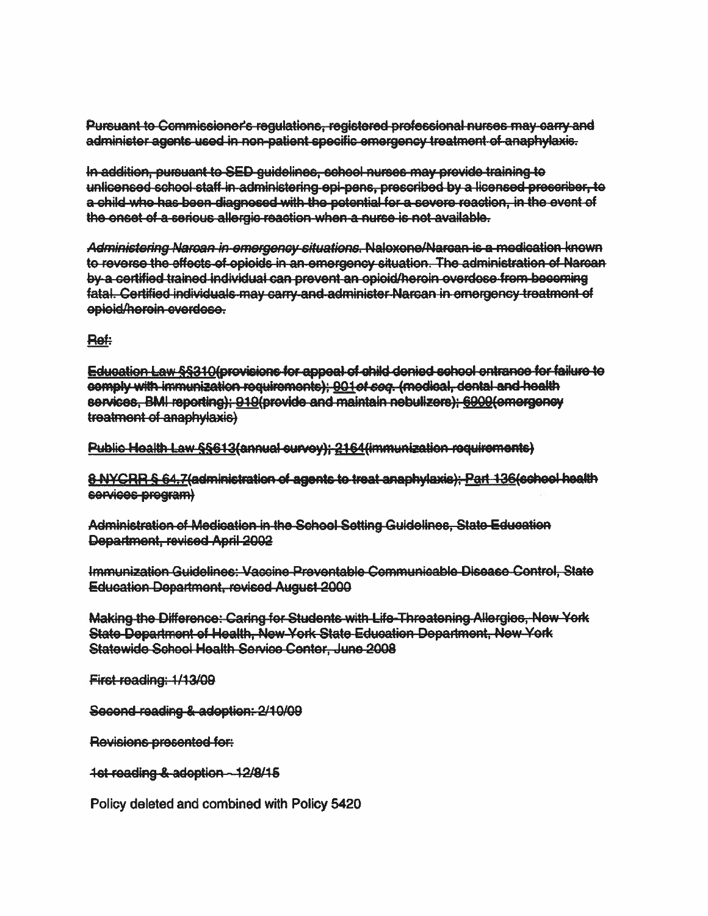~~Pursuant to Commissioner's regulations, registered professional nurses may carry and administer agents used in non-patient specific emergency treatment of anaphylaxis.~~

~~In addition, pursuant to SED guidelines, school nurses may provide training to unlicensed school staff in administering epi-pens, prescribed by a licensed prescriber, to a child who has been diagnosed with the potential for a severe reaction, in the event of the onset of a serious allergic reaction when a nurse is not available.~~

~~*Administering Narcan in emergency situations.* Naloxone/Narcan is a medication known to reverse the effects of opioids in an emergency situation. The administration of Narcan by a certified trained individual can prevent an opioid/heroin overdose from becoming fatal. Certified individuals may carry and administer Narcan in emergency treatment of opioid/heroin overdose.~~

~~Ref:~~

~~Education Law §§310(provisions for appeal of child denied school entrance for failure to comply with immunization requirements); 901*et seq.* (medical, dental and health services, BMI reporting); 919(provide and maintain nebulizers); 6909(emergency treatment of anaphylaxis)~~

~~Public Health Law §§613(annual survey); 2164(immunization requirements)~~

~~8 NYCRR § 64.7(administration of agents to treat anaphylaxis); Part 136(school health services program)~~

~~Administration of Medication in the School Setting Guidelines, State Education Department, revised April 2002~~

~~Immunization Guidelines: Vaccine Preventable Communicable Disease Control, State Education Department, revised August 2000~~

~~Making the Difference: Caring for Students with Life-Threatening Allergies, New York State Department of Health, New York State Education Department, New York Statewide School Health Service Center, June 2008~~

~~First reading: 1/13/09~~

~~Second reading & adoption: 2/10/09~~

~~Revisions presented for:~~

~~1st reading & adoption - 12/8/15~~

Policy deleted and combined with Policy 5420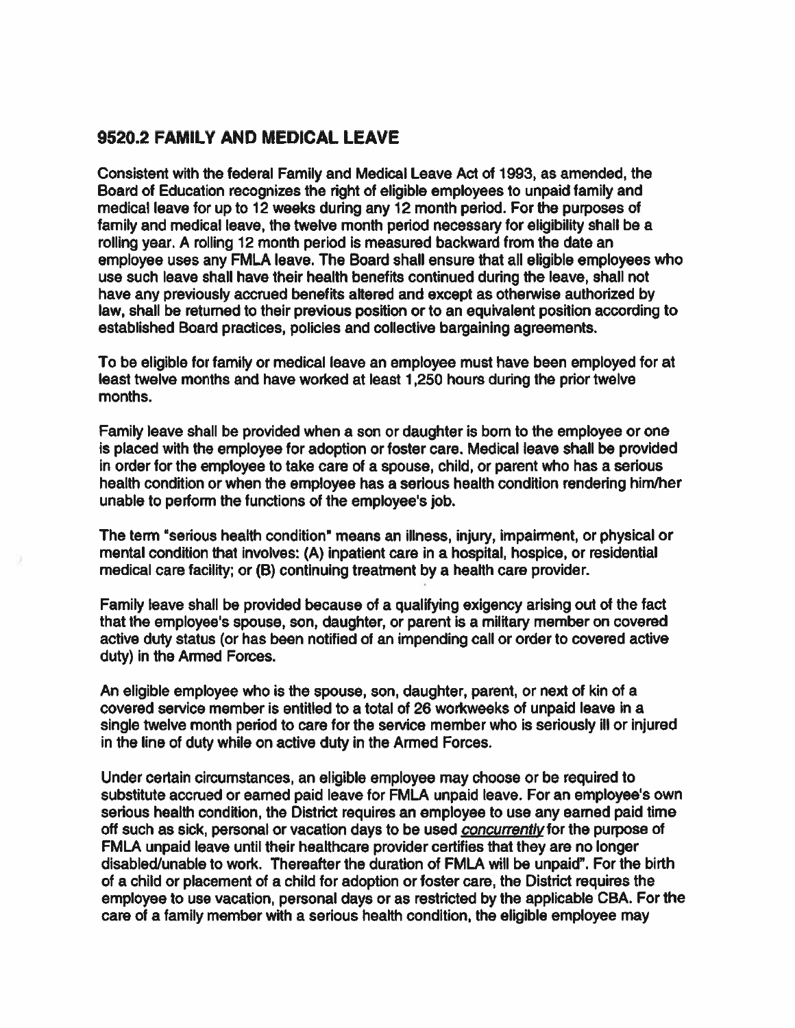## 9520.2 FAMILY AND MEDICAL LEAVE

Consistent with the federal Family and Medical Leave Act of 1993, as amended, the Board of Education recognizes the right of eligible employees to unpaid family and medical leave for up to 12 weeks during any 12 month period. For the purposes of family and medical leave, the twelve month period necessary for eligibility shall be a rolling year. A rolling 12 month period is measured backward from the date an employee uses any FMLA leave. The Board shall ensure that all eligible employees who use such leave shall have their health benefits continued during the leave, shall not have any previously accrued benefits altered and except as otherwise authorized by law, shall be returned to their previous position or to an equivalent position according to established Board practices, policies and collective bargaining agreements.

To be eligible for family or medical leave an employee must have been employed for at least twelve months and have worked at least 1,250 hours during the prior twelve months.

Family leave shall be provided when a son or daughter is born to the employee or one is placed with the employee for adoption or foster care. Medical leave shall be provided in order for the employee to take care of a spouse, child, or parent who has a serious health condition or when the employee has a serious health condition rendering him/her unable to perform the functions of the employee's job.

The term "serious health condition" means an illness, injury, impairment, or physical or mental condition that involves: (A) inpatient care in a hospital, hospice, or residential medical care facility; or (B) continuing treatment by a health care provider.

Family leave shall be provided because of a qualifying exigency arising out of the fact that the employee's spouse, son, daughter, or parent is a military member on covered active duty status (or has been notified of an impending call or order to covered active duty) in the Armed Forces.

An eligible employee who is the spouse, son, daughter, parent, or next of kin of a covered service member is entitled to a total of 26 workweeks of unpaid leave in a single twelve month period to care for the service member who is seriously ill or injured in the line of duty while on active duty in the Armed Forces.

Under certain circumstances, an eligible employee may choose or be required to substitute accrued or earned paid leave for FMLA unpaid leave. For an employee's own serious health condition, the District requires an employee to use any earned paid time off such as sick, personal or vacation days to be used *concurrently* for the purpose of FMLA unpaid leave until their healthcare provider certifies that they are no longer disabled/unable to work. Thereafter the duration of FMLA will be unpaid". For the birth of a child or placement of a child for adoption or foster care, the District requires the employee to use vacation, personal days or as restricted by the applicable CBA. For the care of a family member with a serious health condition, the eligible employee may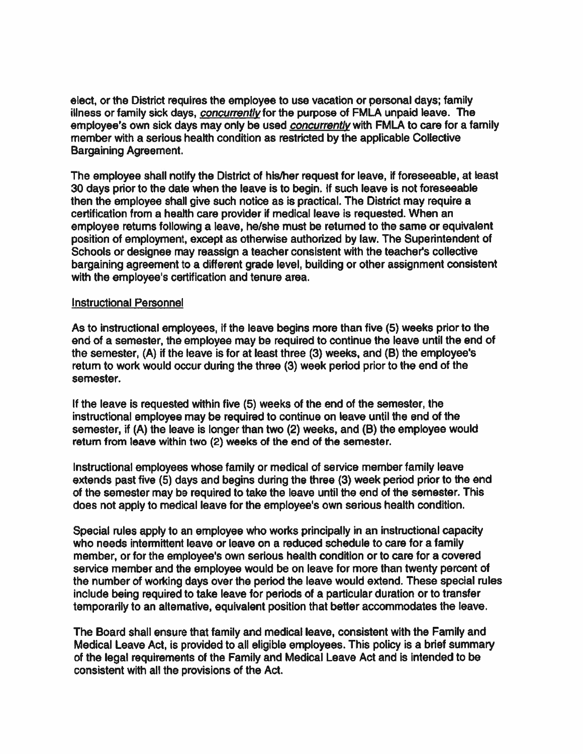elect, or the District requires the employee to use vacation or personal days; family illness or family sick days, *concurrently* for the purpose of FMLA unpaid leave. The employee's own sick days may only be used *concurrently* with FMLA to care for a family member with a serious health condition as restricted by the applicable Collective Bargaining Agreement.

The employee shall notify the District of his/her request for leave, if foreseeable, at least 30 days prior to the date when the leave is to begin. If such leave is not foreseeable then the employee shall give such notice as is practical. The District may require a certification from a health care provider if medical leave is requested. When an employee returns following a leave, he/she must be returned to the same or equivalent position of employment, except as otherwise authorized by law. The Superintendent of Schools or designee may reassign a teacher consistent with the teacher's collective bargaining agreement to a different grade level, building or other assignment consistent with the employee's certification and tenure area.

Instructional Personnel

As to instructional employees, if the leave begins more than five (5) weeks prior to the end of a semester, the employee may be required to continue the leave until the end of the semester, (A) if the leave is for at least three (3) weeks, and (B) the employee's return to work would occur during the three (3) week period prior to the end of the semester.

If the leave is requested within five (5) weeks of the end of the semester, the instructional employee may be required to continue on leave until the end of the semester, if (A) the leave is longer than two (2) weeks, and (B) the employee would return from leave within two (2) weeks of the end of the semester.

Instructional employees whose family or medical of service member family leave extends past five (5) days and begins during the three (3) week period prior to the end of the semester may be required to take the leave until the end of the semester. This does not apply to medical leave for the employee's own serious health condition.

Special rules apply to an employee who works principally in an instructional capacity who needs intermittent leave or leave on a reduced schedule to care for a family member, or for the employee's own serious health condition or to care for a covered service member and the employee would be on leave for more than twenty percent of the number of working days over the period the leave would extend. These special rules include being required to take leave for periods of a particular duration or to transfer temporarily to an alternative, equivalent position that better accommodates the leave.

The Board shall ensure that family and medical leave, consistent with the Family and Medical Leave Act, is provided to all eligible employees. This policy is a brief summary of the legal requirements of the Family and Medical Leave Act and is intended to be consistent with all the provisions of the Act.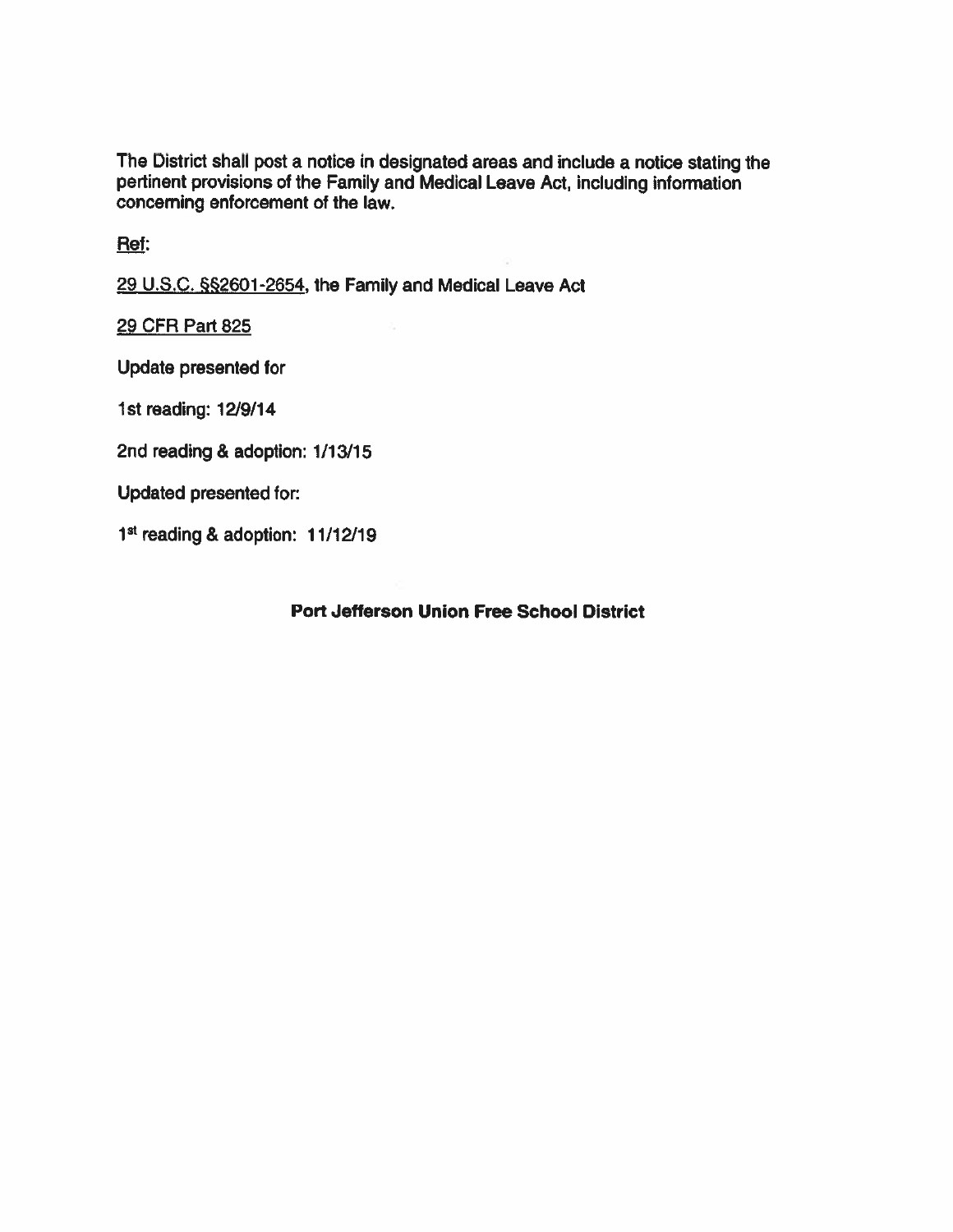The District shall post a notice in designated areas and include a notice stating the pertinent provisions of the Family and Medical Leave Act, including information concerning enforcement of the law.

Ref:

29 U.S.C. §§2601-2654, the Family and Medical Leave Act

29 CFR Part 825

Update presented for

1st reading: 12/9/14

2nd reading & adoption: 1/13/15

Updated presented for:

1st reading & adoption: 11/12/19

**Port Jefferson Union Free School District**